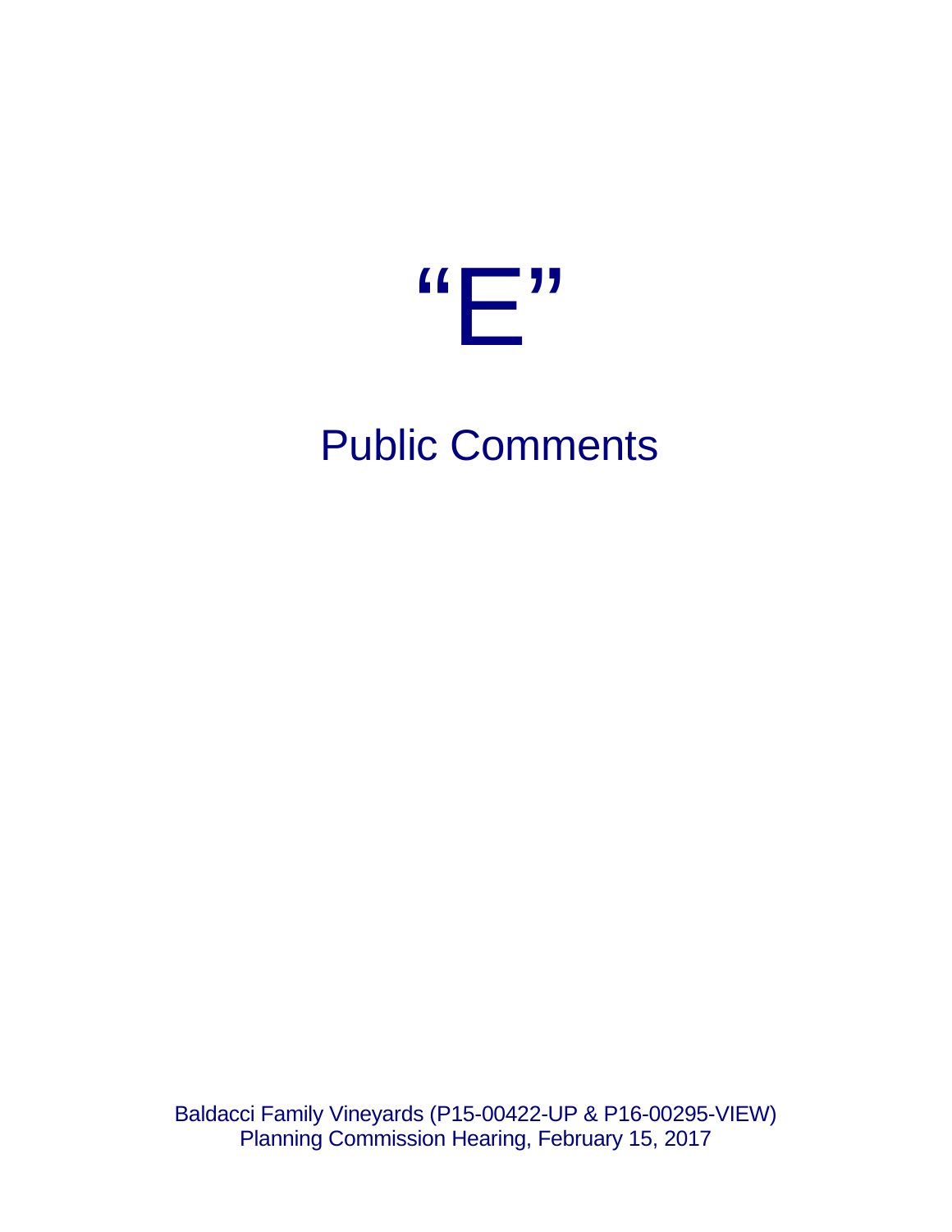# "E"

## Public Comments

Baldacci Family Vineyards (P15-00422-UP & P16-00295-VIEW)
Planning Commission Hearing, February 15, 2017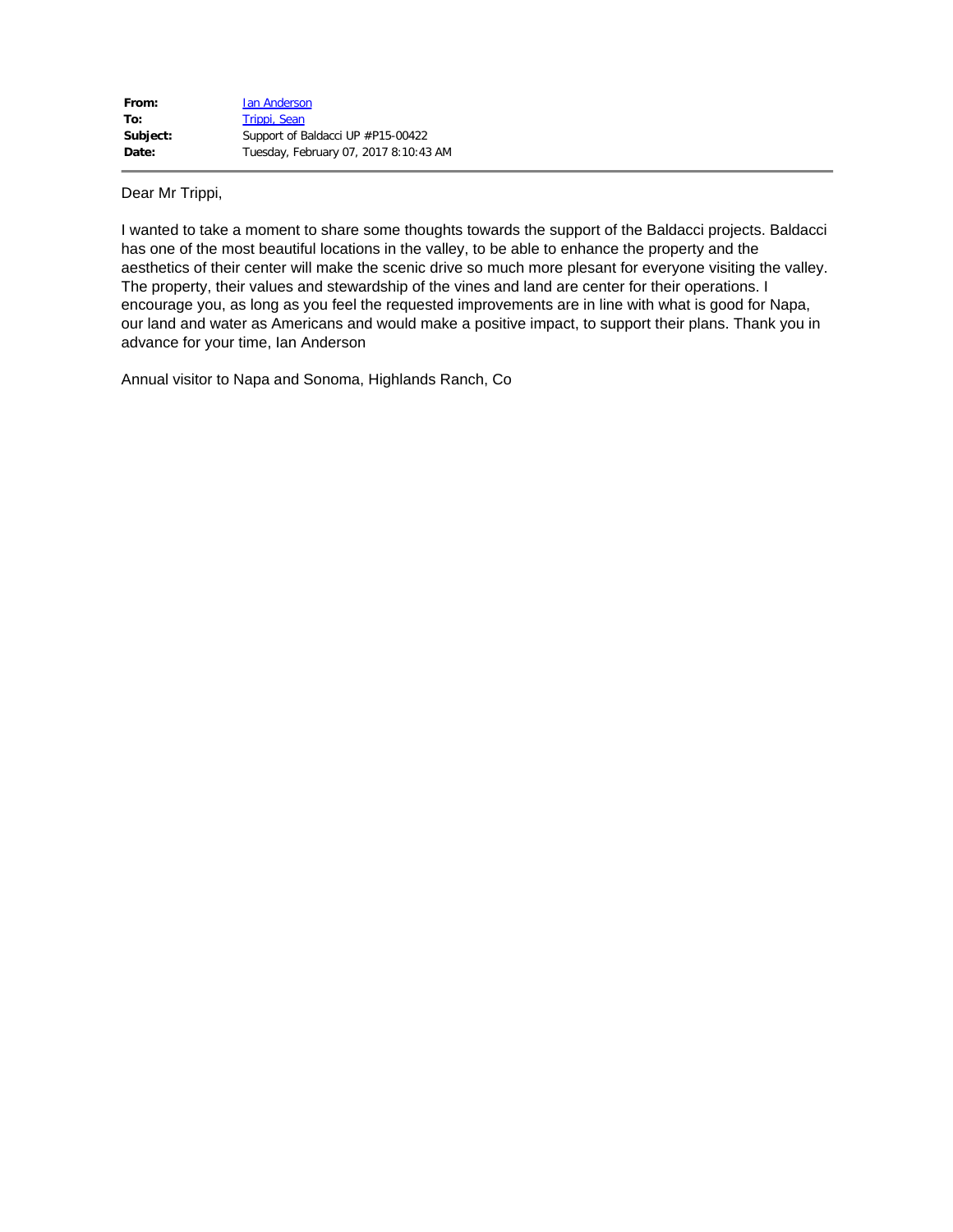| | |
|---|---|
| **From:** | Ian Anderson |
| **To:** | Trippi, Sean |
| **Subject:** | Support of Baldacci UP #P15-00422 |
| **Date:** | Tuesday, February 07, 2017 8:10:43 AM |

Dear Mr Trippi,

I wanted to take a moment to share some thoughts towards the support of the Baldacci projects. Baldacci has one of the most beautiful locations in the valley, to be able to enhance the property and the aesthetics of their center will make the scenic drive so much more plesant for everyone visiting the valley. The property, their values and stewardship of the vines and land are center for their operations. I encourage you, as long as you feel the requested improvements are in line with what is good for Napa, our land and water as Americans and would make a positive impact, to support their plans. Thank you in advance for your time, Ian Anderson

Annual visitor to Napa and Sonoma, Highlands Ranch, Co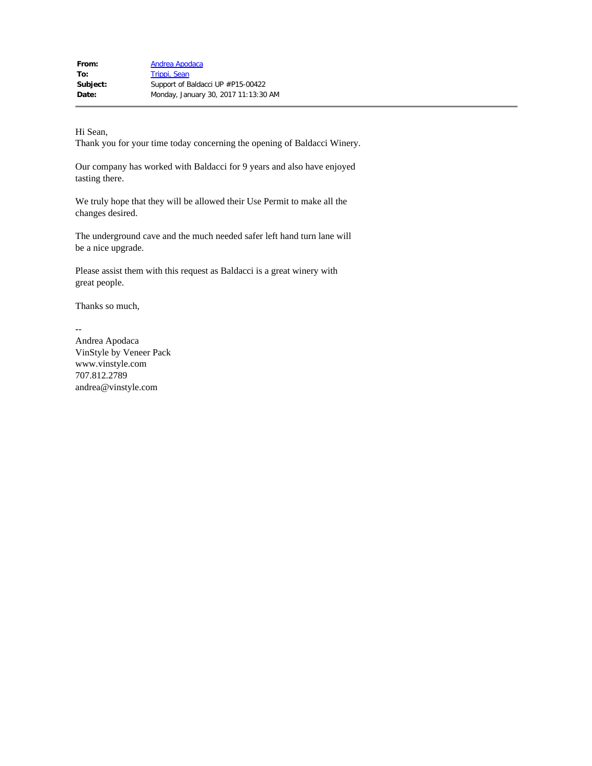| | |
|---|---|
| **From:** | Andrea Apodaca |
| **To:** | Trippi, Sean |
| **Subject:** | Support of Baldacci UP #P15-00422 |
| **Date:** | Monday, January 30, 2017 11:13:30 AM |

---

Hi Sean,
Thank you for your time today concerning the opening of Baldacci Winery.

Our company has worked with Baldacci for 9 years and also have enjoyed tasting there.

We truly hope that they will be allowed their Use Permit to make all the changes desired.

The underground cave and the much needed safer left hand turn lane will be a nice upgrade.

Please assist them with this request as Baldacci is a great winery with great people.

Thanks so much,

--
Andrea Apodaca
VinStyle by Veneer Pack
www.vinstyle.com
707.812.2789
andrea@vinstyle.com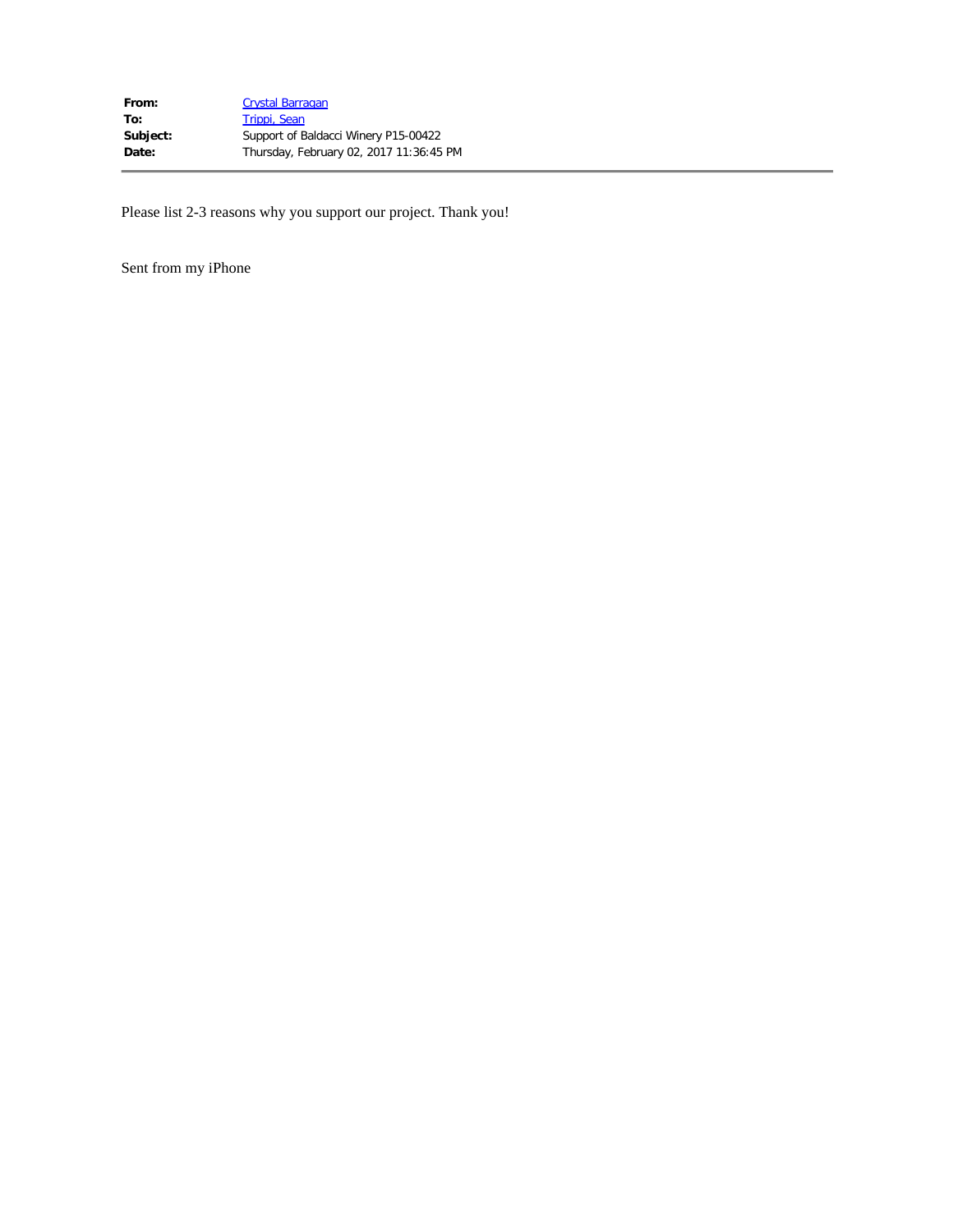| | |
|---|---|
| **From:** | Crystal Barragan |
| **To:** | Trippi, Sean |
| **Subject:** | Support of Baldacci Winery P15-00422 |
| **Date:** | Thursday, February 02, 2017 11:36:45 PM |

Please list 2-3 reasons why you support our project. Thank you!

Sent from my iPhone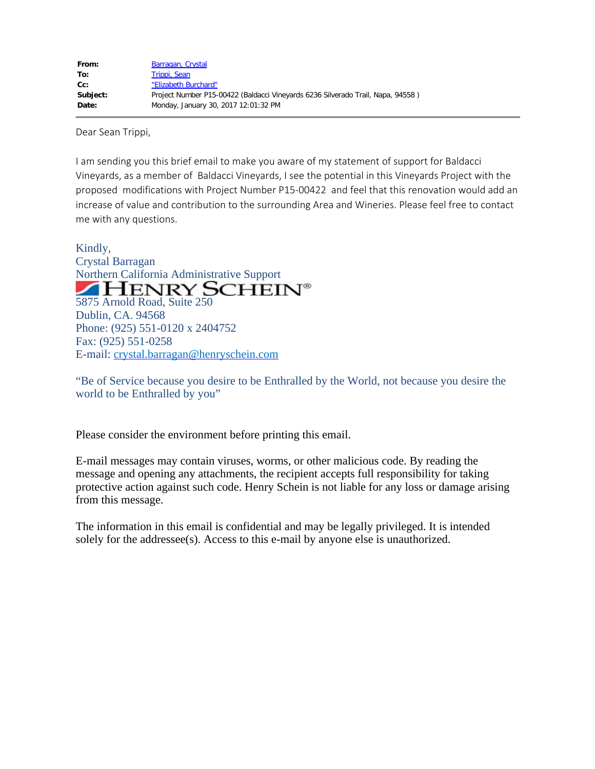**From:** Barragan, Crystal
**To:** Trippi, Sean
**Cc:** "Elizabeth Burchard"
**Subject:** Project Number P15-00422 (Baldacci Vineyards 6236 Silverado Trail, Napa, 94558 )
**Date:** Monday, January 30, 2017 12:01:32 PM

---

Dear Sean Trippi,

I am sending you this brief email to make you aware of my statement of support for Baldacci Vineyards, as a member of Baldacci Vineyards, I see the potential in this Vineyards Project with the proposed modifications with Project Number P15-00422 and feel that this renovation would add an increase of value and contribution to the surrounding Area and Wineries. Please feel free to contact me with any questions.

Kindly,
Crystal Barragan
Northern California Administrative Support
HENRY SCHEIN®
5875 Arnold Road, Suite 250
Dublin, CA. 94568
Phone: (925) 551-0120 x 2404752
Fax: (925) 551-0258
E-mail: crystal.barragan@henryschein.com

"Be of Service because you desire to be Enthralled by the World, not because you desire the world to be Enthralled by you"

Please consider the environment before printing this email.

E-mail messages may contain viruses, worms, or other malicious code. By reading the message and opening any attachments, the recipient accepts full responsibility for taking protective action against such code. Henry Schein is not liable for any loss or damage arising from this message.

The information in this email is confidential and may be legally privileged. It is intended solely for the addressee(s). Access to this e-mail by anyone else is unauthorized.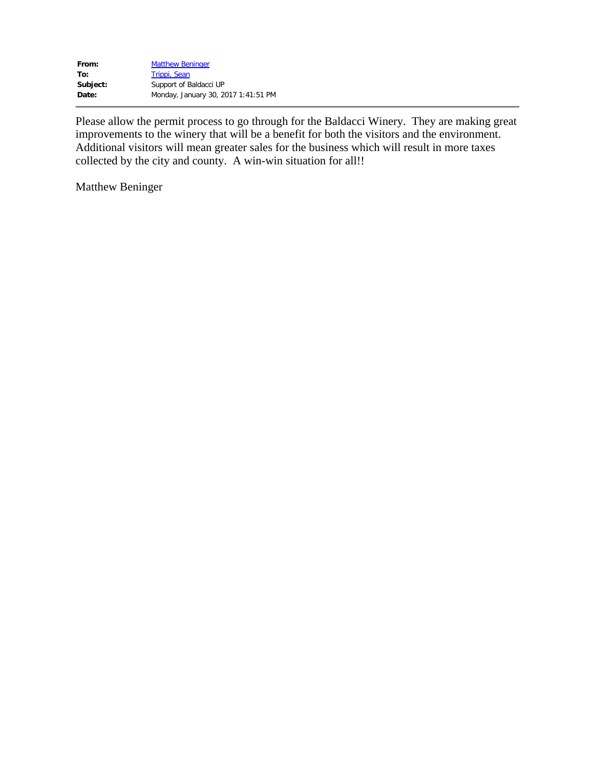|  |  |
|---|---|
| **From:** | Matthew Beninger |
| **To:** | Trippi, Sean |
| **Subject:** | Support of Baldacci UP |
| **Date:** | Monday, January 30, 2017 1:41:51 PM |

---

Please allow the permit process to go through for the Baldacci Winery.  They are making great improvements to the winery that will be a benefit for both the visitors and the environment.  Additional visitors will mean greater sales for the business which will result in more taxes collected by the city and county.  A win-win situation for all!!

Matthew Beninger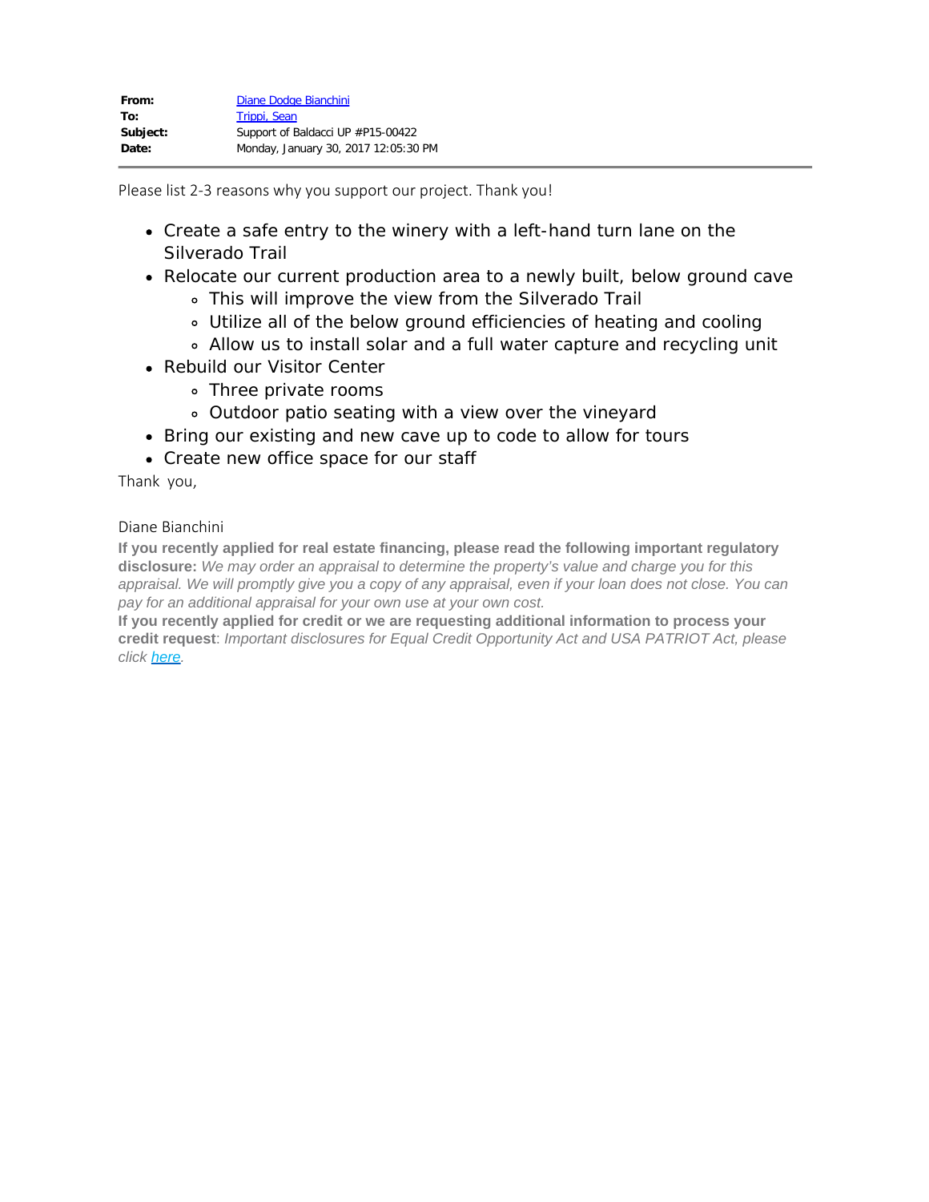**From:** Diane Dodge Bianchini
**To:** Trippi, Sean
**Subject:** Support of Baldacci UP #P15-00422
**Date:** Monday, January 30, 2017 12:05:30 PM

---

Please list 2-3 reasons why you support our project. Thank you!

- Create a safe entry to the winery with a left-hand turn lane on the Silverado Trail
- Relocate our current production area to a newly built, below ground cave
  - This will improve the view from the Silverado Trail
  - Utilize all of the below ground efficiencies of heating and cooling
  - Allow us to install solar and a full water capture and recycling unit
- Rebuild our Visitor Center
  - Three private rooms
  - Outdoor patio seating with a view over the vineyard
- Bring our existing and new cave up to code to allow for tours
- Create new office space for our staff

Thank you,

Diane Bianchini

**If you recently applied for real estate financing, please read the following important regulatory disclosure:** *We may order an appraisal to determine the property's value and charge you for this appraisal. We will promptly give you a copy of any appraisal, even if your loan does not close. You can pay for an additional appraisal for your own use at your own cost.*

**If you recently applied for credit or we are requesting additional information to process your credit request**: *Important disclosures for Equal Credit Opportunity Act and USA PATRIOT Act, please click here.*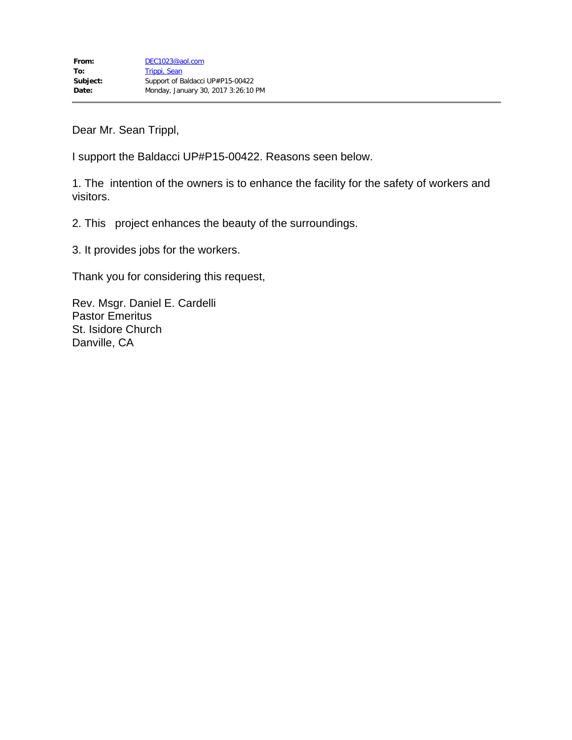|  |  |
| --- | --- |
| **From:** | DEC1023@aol.com |
| **To:** | Trippi, Sean |
| **Subject:** | Support of Baldacci UP#P15-00422 |
| **Date:** | Monday, January 30, 2017 3:26:10 PM |

Dear Mr. Sean Trippl,

I support the Baldacci UP#P15-00422. Reasons seen below.

1. The intention of the owners is to enhance the facility for the safety of workers and visitors.

2. This project enhances the beauty of the surroundings.

3. It provides jobs for the workers.

Thank you for considering this request,

Rev. Msgr. Daniel E. Cardelli
Pastor Emeritus
St. Isidore Church
Danville, CA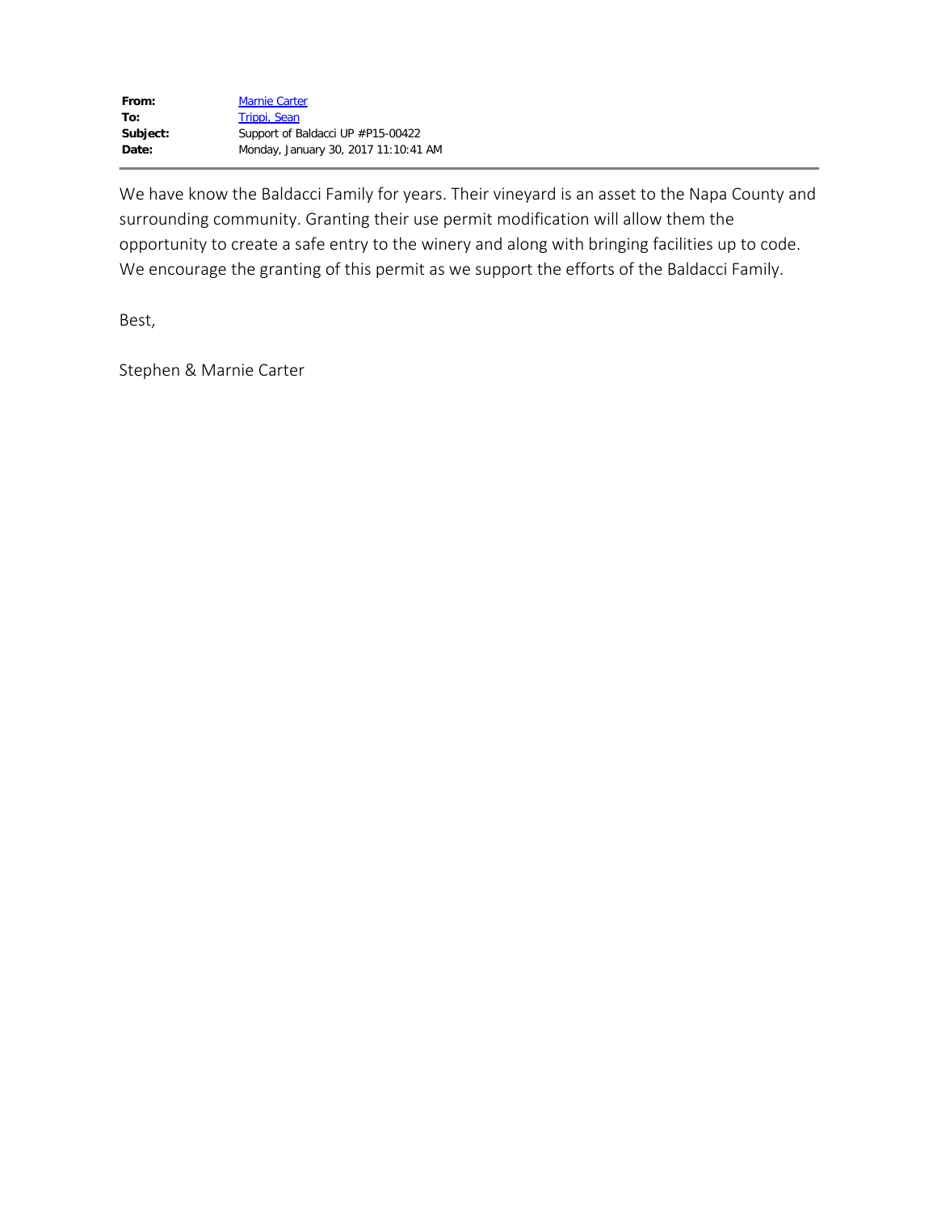**From:** Marnie Carter
**To:** Trippi, Sean
**Subject:** Support of Baldacci UP #P15-00422
**Date:** Monday, January 30, 2017 11:10:41 AM

---

We have know the Baldacci Family for years. Their vineyard is an asset to the Napa County and surrounding community. Granting their use permit modification will allow them the opportunity to create a safe entry to the winery and along with bringing facilities up to code. We encourage the granting of this permit as we support the efforts of the Baldacci Family.

Best,

Stephen & Marnie Carter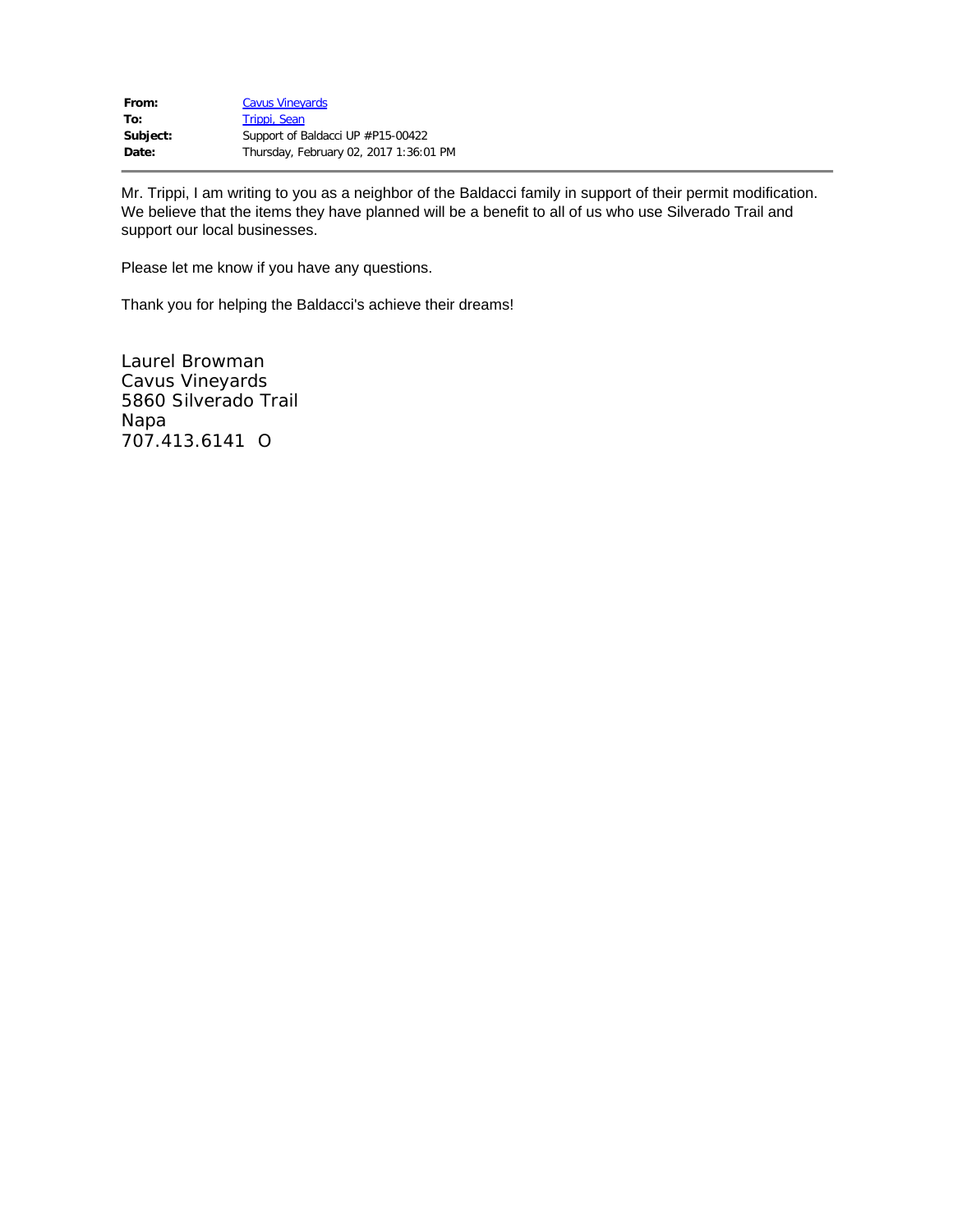| | |
|---|---|
| **From:** | Cavus Vineyards |
| **To:** | Trippi, Sean |
| **Subject:** | Support of Baldacci UP #P15-00422 |
| **Date:** | Thursday, February 02, 2017 1:36:01 PM |

---

Mr. Trippi, I am writing to you as a neighbor of the Baldacci family in support of their permit modification. We believe that the items they have planned will be a benefit to all of us who use Silverado Trail and support our local businesses.

Please let me know if you have any questions.

Thank you for helping the Baldacci's achieve their dreams!

Laurel Browman
Cavus Vineyards
5860 Silverado Trail
Napa
707.413.6141 O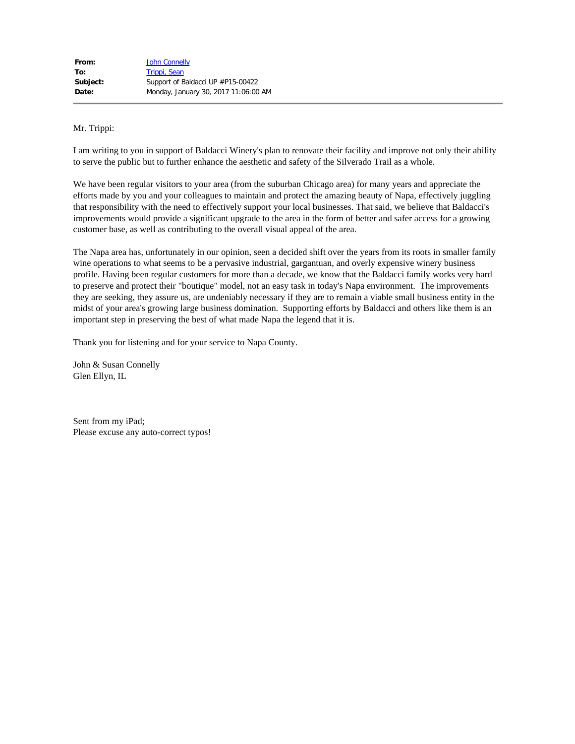**From:** John Connelly
**To:** Trippi, Sean
**Subject:** Support of Baldacci UP #P15-00422
**Date:** Monday, January 30, 2017 11:06:00 AM

---

Mr. Trippi:

I am writing to you in support of Baldacci Winery's plan to renovate their facility and improve not only their ability to serve the public but to further enhance the aesthetic and safety of the Silverado Trail as a whole.

We have been regular visitors to your area (from the suburban Chicago area) for many years and appreciate the efforts made by you and your colleagues to maintain and protect the amazing beauty of Napa, effectively juggling that responsibility with the need to effectively support your local businesses. That said, we believe that Baldacci's improvements would provide a significant upgrade to the area in the form of better and safer access for a growing customer base, as well as contributing to the overall visual appeal of the area.

The Napa area has, unfortunately in our opinion, seen a decided shift over the years from its roots in smaller family wine operations to what seems to be a pervasive industrial, gargantuan, and overly expensive winery business profile. Having been regular customers for more than a decade, we know that the Baldacci family works very hard to preserve and protect their "boutique" model, not an easy task in today's Napa environment. The improvements they are seeking, they assure us, are undeniably necessary if they are to remain a viable small business entity in the midst of your area's growing large business domination. Supporting efforts by Baldacci and others like them is an important step in preserving the best of what made Napa the legend that it is.

Thank you for listening and for your service to Napa County.

John & Susan Connelly
Glen Ellyn, IL

Sent from my iPad;
Please excuse any auto-correct typos!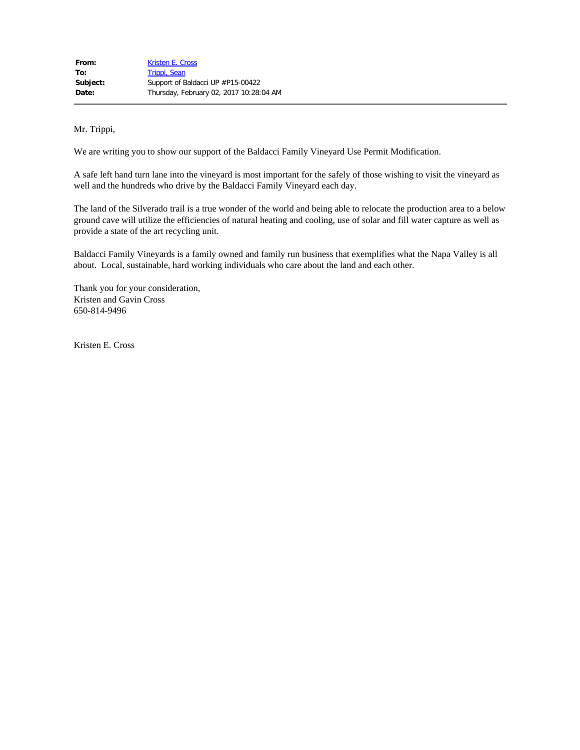| | |
|---|---|
| **From:** | Kristen E. Cross |
| **To:** | Trippi, Sean |
| **Subject:** | Support of Baldacci UP #P15-00422 |
| **Date:** | Thursday, February 02, 2017 10:28:04 AM |

---

Mr. Trippi,

We are writing you to show our support of the Baldacci Family Vineyard Use Permit Modification.

A safe left hand turn lane into the vineyard is most important for the safely of those wishing to visit the vineyard as well and the hundreds who drive by the Baldacci Family Vineyard each day.

The land of the Silverado trail is a true wonder of the world and being able to relocate the production area to a below ground cave will utilize the efficiencies of natural heating and cooling, use of solar and fill water capture as well as provide a state of the art recycling unit.

Baldacci Family Vineyards is a family owned and family run business that exemplifies what the Napa Valley is all about. Local, sustainable, hard working individuals who care about the land and each other.

Thank you for your consideration,  
Kristen and Gavin Cross  
650-814-9496

Kristen E. Cross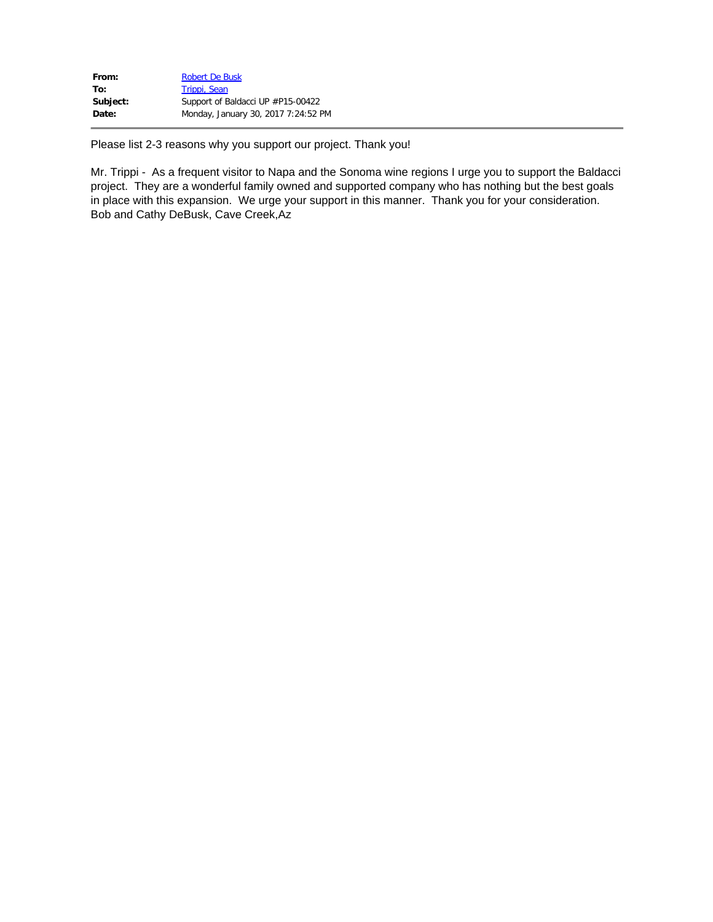| | |
|---|---|
| **From:** | Robert De Busk |
| **To:** | Trippi, Sean |
| **Subject:** | Support of Baldacci UP #P15-00422 |
| **Date:** | Monday, January 30, 2017 7:24:52 PM |

---

Please list 2-3 reasons why you support our project. Thank you!

Mr. Trippi - As a frequent visitor to Napa and the Sonoma wine regions I urge you to support the Baldacci project. They are a wonderful family owned and supported company who has nothing but the best goals in place with this expansion. We urge your support in this manner. Thank you for your consideration.
Bob and Cathy DeBusk, Cave Creek,Az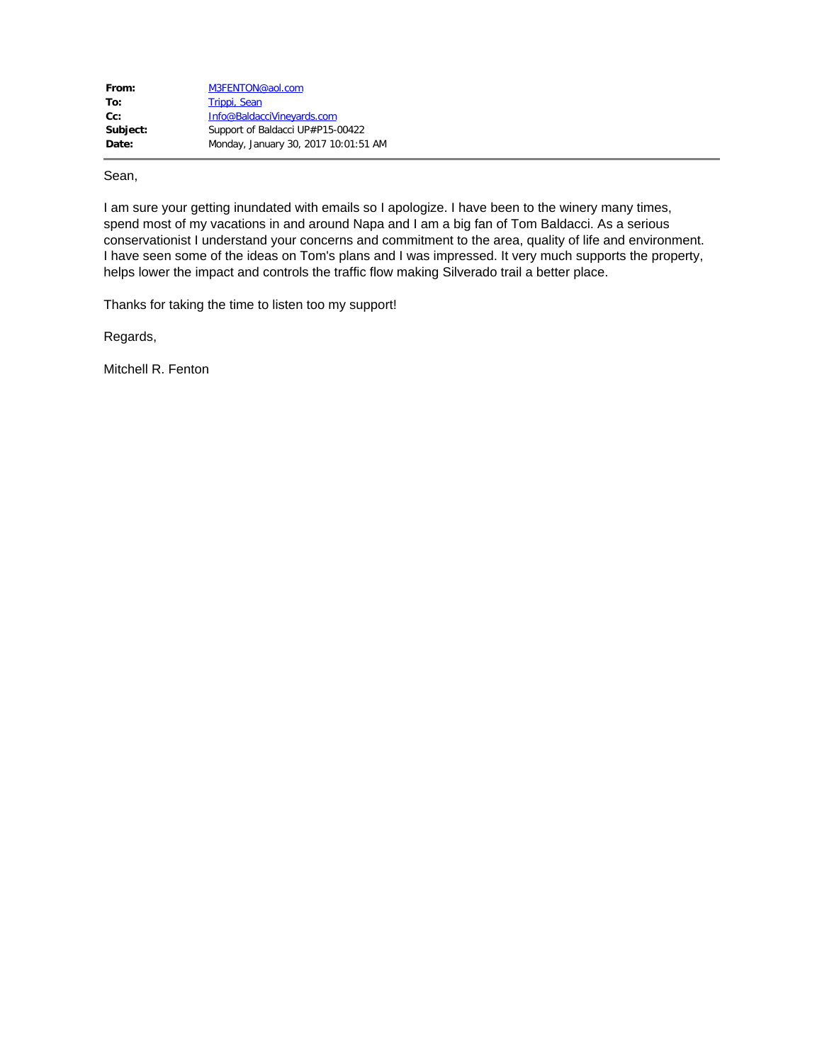| | |
|---|---|
| **From:** | M3FENTON@aol.com |
| **To:** | Trippi, Sean |
| **Cc:** | Info@BaldacciVineyards.com |
| **Subject:** | Support of Baldacci UP#P15-00422 |
| **Date:** | Monday, January 30, 2017 10:01:51 AM |

Sean,

I am sure your getting inundated with emails so I apologize. I have been to the winery many times, spend most of my vacations in and around Napa and I am a big fan of Tom Baldacci. As a serious conservationist I understand your concerns and commitment to the area, quality of life and environment. I have seen some of the ideas on Tom's plans and I was impressed. It very much supports the property, helps lower the impact and controls the traffic flow making Silverado trail a better place.

Thanks for taking the time to listen too my support!

Regards,

Mitchell R. Fenton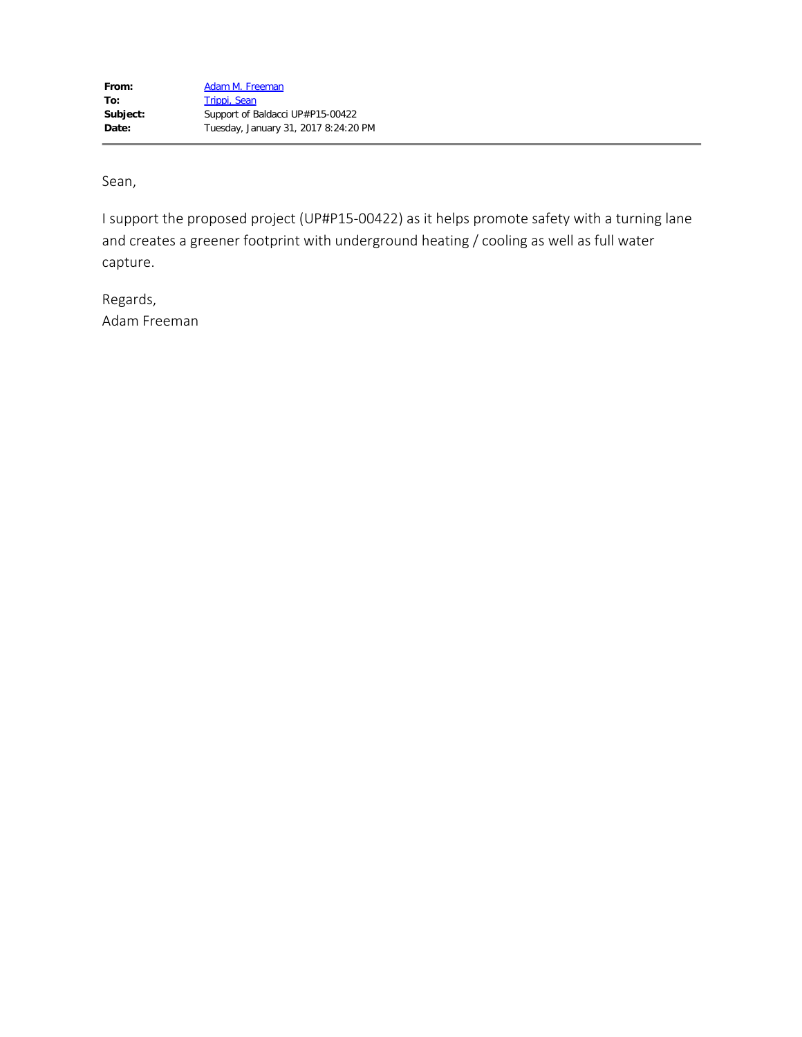**From:** Adam M. Freeman
**To:** Trippi, Sean
**Subject:** Support of Baldacci UP#P15-00422
**Date:** Tuesday, January 31, 2017 8:24:20 PM

---

Sean,

I support the proposed project (UP#P15-00422) as it helps promote safety with a turning lane and creates a greener footprint with underground heating / cooling as well as full water capture.

Regards,
Adam Freeman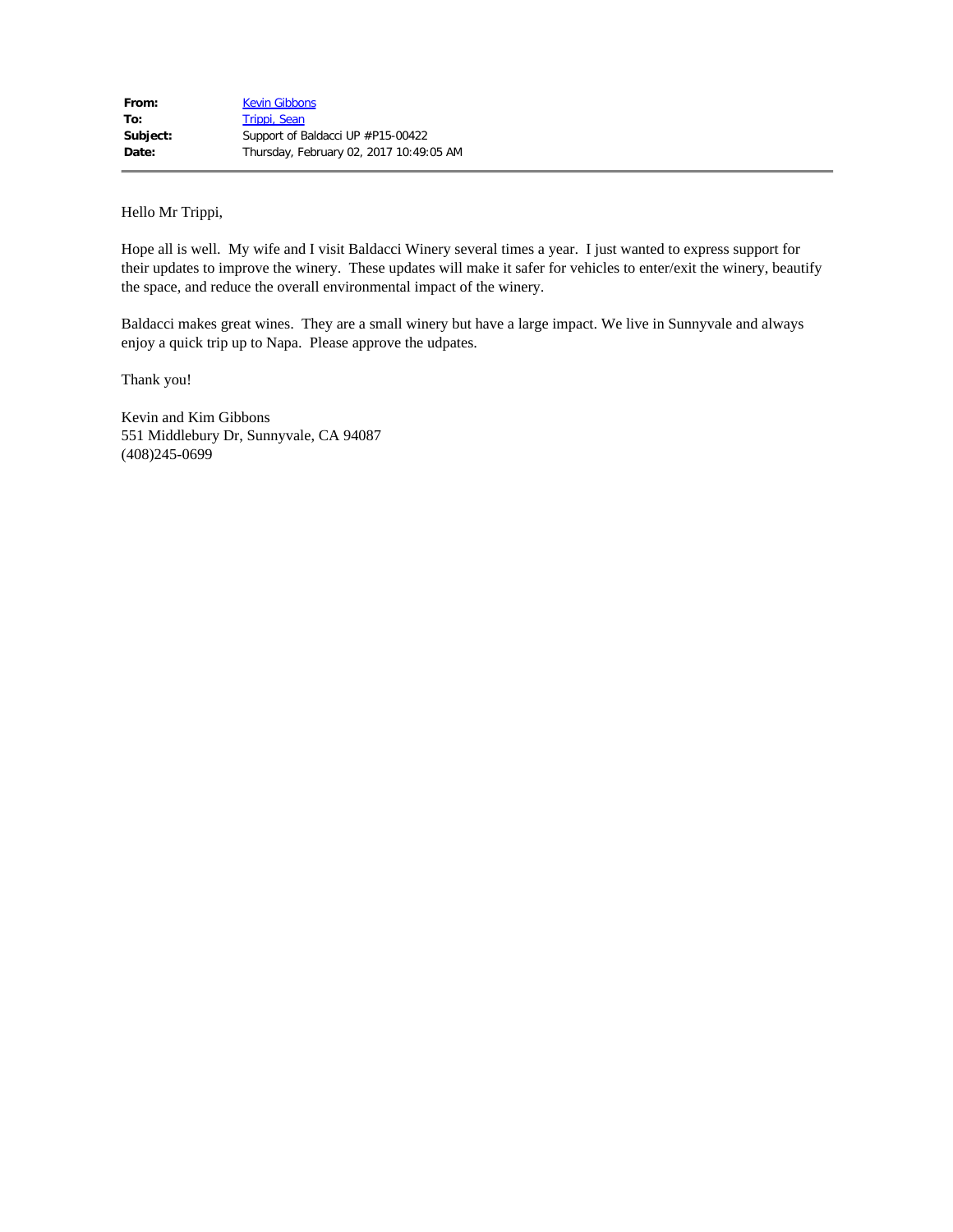| | |
|---|---|
| **From:** | Kevin Gibbons |
| **To:** | Trippi, Sean |
| **Subject:** | Support of Baldacci UP #P15-00422 |
| **Date:** | Thursday, February 02, 2017 10:49:05 AM |

Hello Mr Trippi,

Hope all is well. My wife and I visit Baldacci Winery several times a year. I just wanted to express support for their updates to improve the winery. These updates will make it safer for vehicles to enter/exit the winery, beautify the space, and reduce the overall environmental impact of the winery.

Baldacci makes great wines. They are a small winery but have a large impact. We live in Sunnyvale and always enjoy a quick trip up to Napa. Please approve the udpates.

Thank you!

Kevin and Kim Gibbons
551 Middlebury Dr, Sunnyvale, CA 94087
(408)245-0699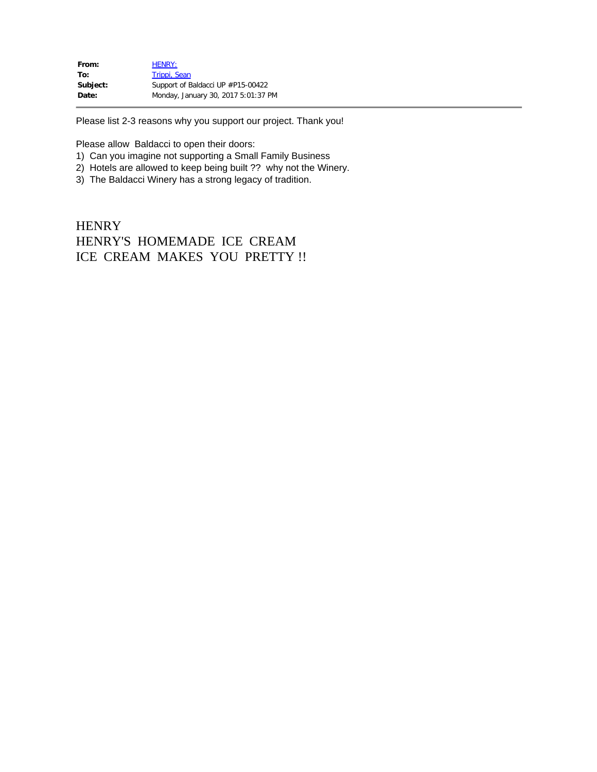| | |
|---|---|
| **From:** | HENRY: |
| **To:** | Trippi, Sean |
| **Subject:** | Support of Baldacci UP #P15-00422 |
| **Date:** | Monday, January 30, 2017 5:01:37 PM |

---

Please list 2-3 reasons why you support our project. Thank you!

Please allow Baldacci to open their doors:

1) Can you imagine not supporting a Small Family Business
2) Hotels are allowed to keep being built ?? why not the Winery.
3) The Baldacci Winery has a strong legacy of tradition.

HENRY
HENRY'S HOMEMADE ICE CREAM
ICE CREAM MAKES YOU PRETTY !!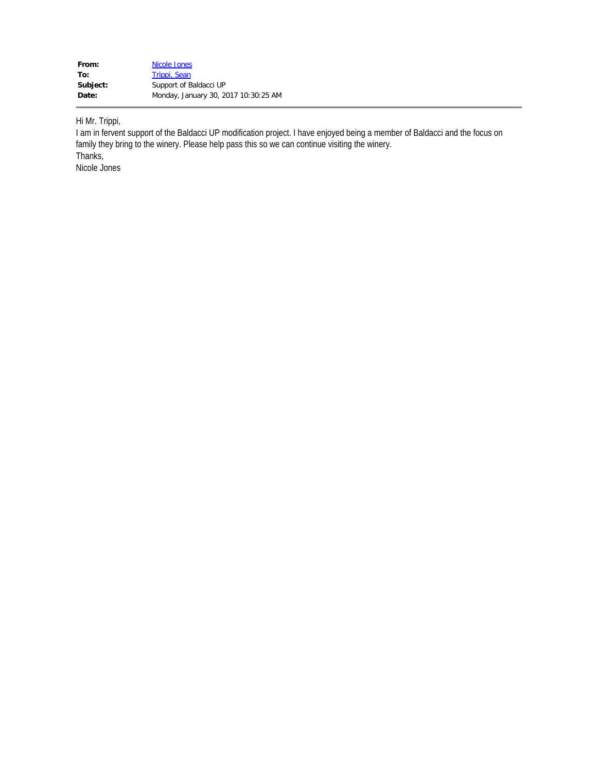| | |
|---|---|
| **From:** | Nicole Jones |
| **To:** | Trippi, Sean |
| **Subject:** | Support of Baldacci UP |
| **Date:** | Monday, January 30, 2017 10:30:25 AM |

Hi Mr. Trippi,

I am in fervent support of the Baldacci UP modification project. I have enjoyed being a member of Baldacci and the focus on family they bring to the winery. Please help pass this so we can continue visiting the winery.

Thanks,

Nicole Jones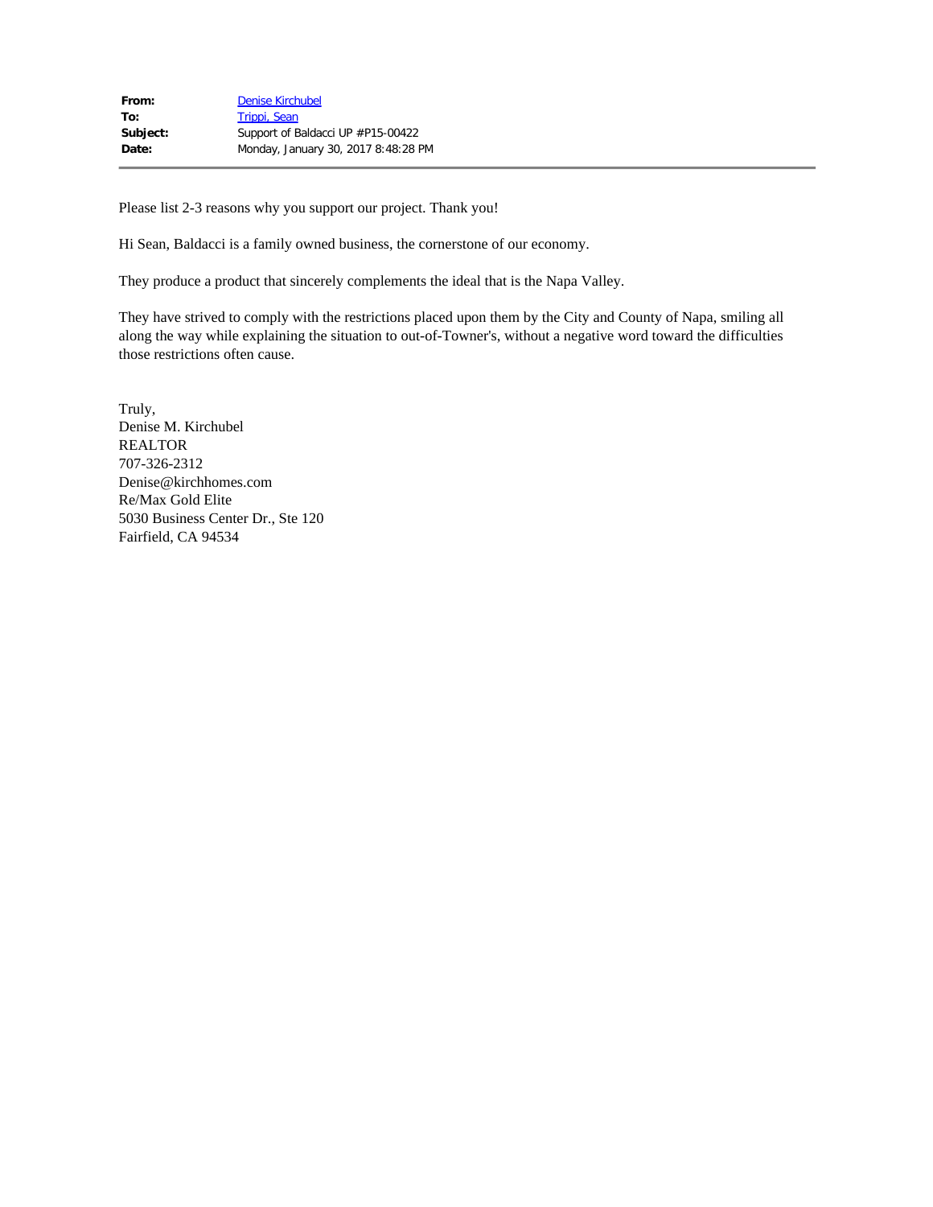| | |
|---|---|
| **From:** | Denise Kirchubel |
| **To:** | Trippi, Sean |
| **Subject:** | Support of Baldacci UP #P15-00422 |
| **Date:** | Monday, January 30, 2017 8:48:28 PM |

---

Please list 2-3 reasons why you support our project. Thank you!

Hi Sean, Baldacci is a family owned business, the cornerstone of our economy.

They produce a product that sincerely complements the ideal that is the Napa Valley.

They have strived to comply with the restrictions placed upon them by the City and County of Napa, smiling all along the way while explaining the situation to out-of-Towner's, without a negative word toward the difficulties those restrictions often cause.

Truly,
Denise M. Kirchubel
REALTOR
707-326-2312
Denise@kirchhomes.com
Re/Max Gold Elite
5030 Business Center Dr., Ste 120
Fairfield, CA 94534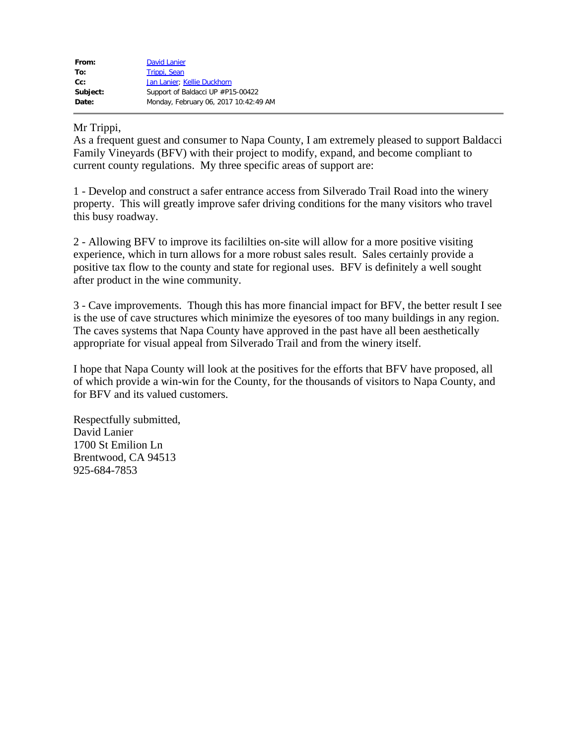**From:** David Lanier
**To:** Trippi, Sean
**Cc:** Jan Lanier; Kellie Duckhorn
**Subject:** Support of Baldacci UP #P15-00422
**Date:** Monday, February 06, 2017 10:42:49 AM

---

Mr Trippi,
As a frequent guest and consumer to Napa County, I am extremely pleased to support Baldacci Family Vineyards (BFV) with their project to modify, expand, and become compliant to current county regulations. My three specific areas of support are:

1 - Develop and construct a safer entrance access from Silverado Trail Road into the winery property. This will greatly improve safer driving conditions for the many visitors who travel this busy roadway.

2 - Allowing BFV to improve its facililties on-site will allow for a more positive visiting experience, which in turn allows for a more robust sales result. Sales certainly provide a positive tax flow to the county and state for regional uses. BFV is definitely a well sought after product in the wine community.

3 - Cave improvements. Though this has more financial impact for BFV, the better result I see is the use of cave structures which minimize the eyesores of too many buildings in any region. The caves systems that Napa County have approved in the past have all been aesthetically appropriate for visual appeal from Silverado Trail and from the winery itself.

I hope that Napa County will look at the positives for the efforts that BFV have proposed, all of which provide a win-win for the County, for the thousands of visitors to Napa County, and for BFV and its valued customers.

Respectfully submitted,
David Lanier
1700 St Emilion Ln
Brentwood, CA 94513
925-684-7853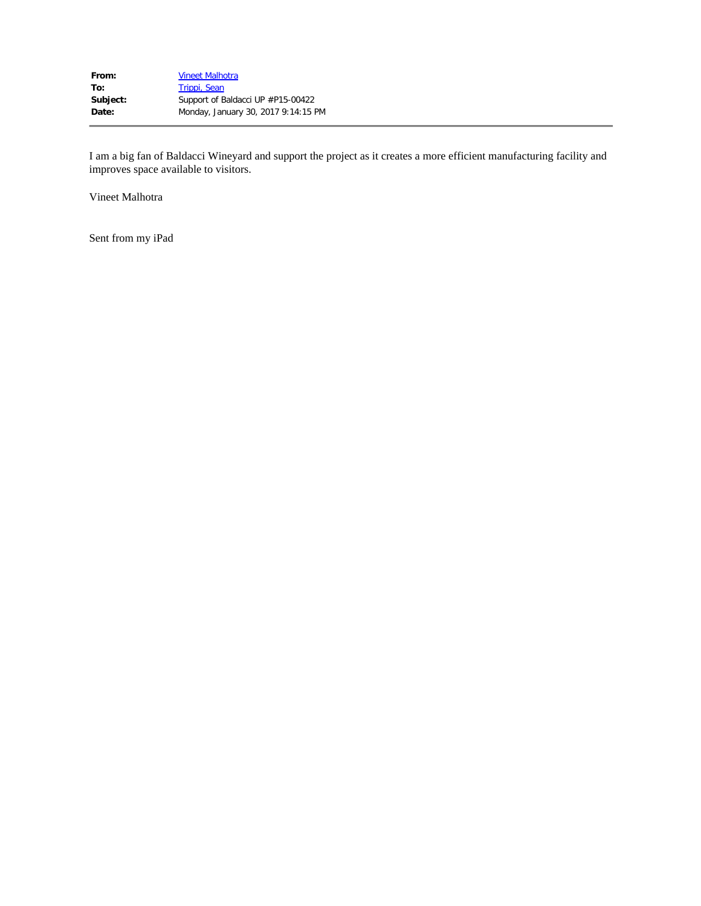| | |
|---|---|
| **From:** | Vineet Malhotra |
| **To:** | Trippi, Sean |
| **Subject:** | Support of Baldacci UP #P15-00422 |
| **Date:** | Monday, January 30, 2017 9:14:15 PM |

---

I am a big fan of Baldacci Wineyard and support the project as it creates a more efficient manufacturing facility and improves space available to visitors.

Vineet Malhotra

Sent from my iPad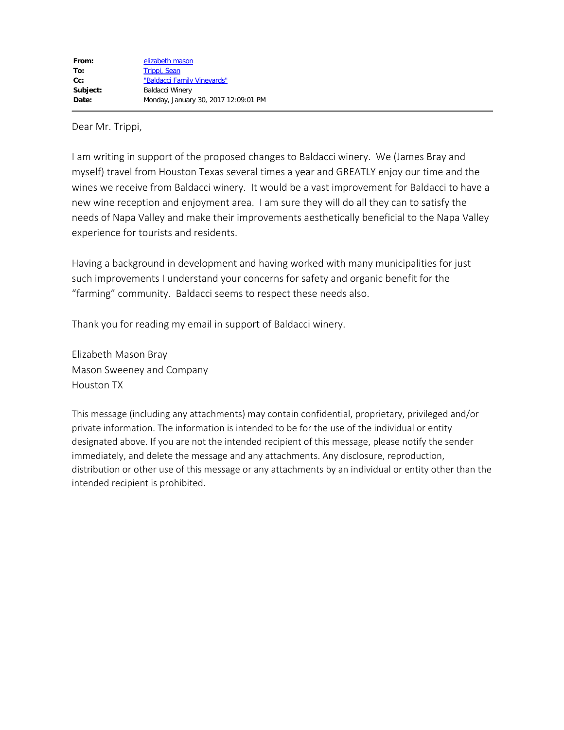| | |
|---|---|
| **From:** | elizabeth mason |
| **To:** | Trippi, Sean |
| **Cc:** | "Baldacci Family Vineyards" |
| **Subject:** | Baldacci Winery |
| **Date:** | Monday, January 30, 2017 12:09:01 PM |

Dear Mr. Trippi,

I am writing in support of the proposed changes to Baldacci winery. We (James Bray and myself) travel from Houston Texas several times a year and GREATLY enjoy our time and the wines we receive from Baldacci winery. It would be a vast improvement for Baldacci to have a new wine reception and enjoyment area. I am sure they will do all they can to satisfy the needs of Napa Valley and make their improvements aesthetically beneficial to the Napa Valley experience for tourists and residents.

Having a background in development and having worked with many municipalities for just such improvements I understand your concerns for safety and organic benefit for the "farming" community. Baldacci seems to respect these needs also.

Thank you for reading my email in support of Baldacci winery.

Elizabeth Mason Bray
Mason Sweeney and Company
Houston TX

This message (including any attachments) may contain confidential, proprietary, privileged and/or private information. The information is intended to be for the use of the individual or entity designated above. If you are not the intended recipient of this message, please notify the sender immediately, and delete the message and any attachments. Any disclosure, reproduction, distribution or other use of this message or any attachments by an individual or entity other than the intended recipient is prohibited.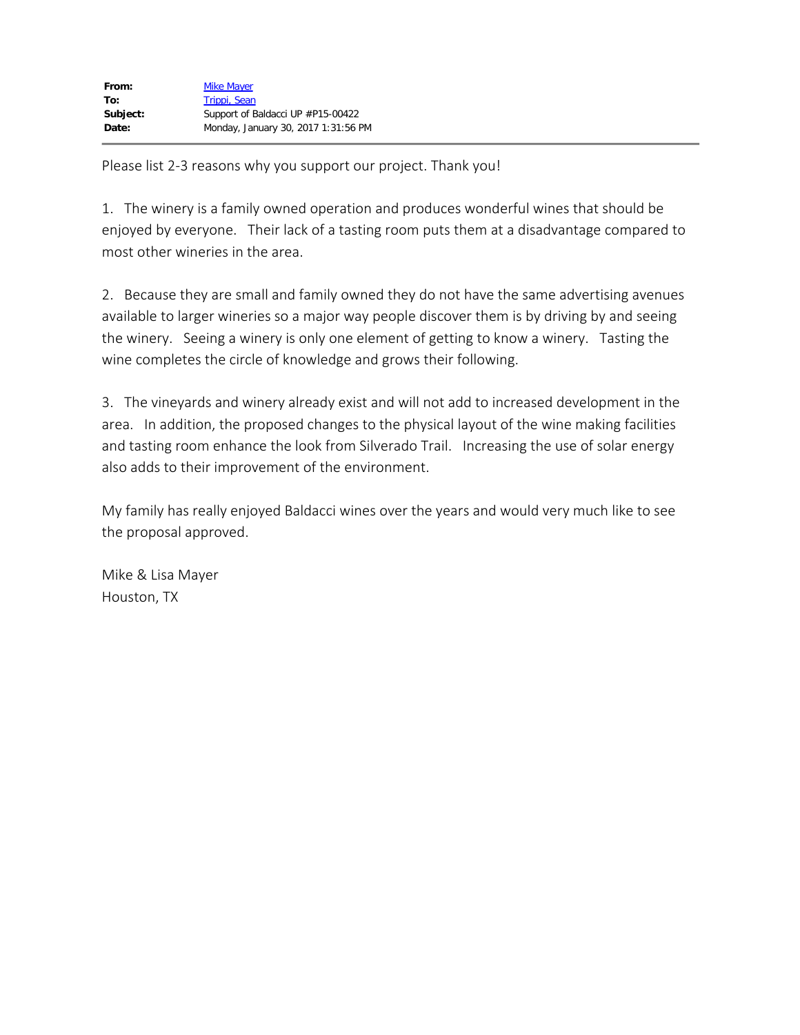| | |
|---|---|
| **From:** | Mike Mayer |
| **To:** | Trippi, Sean |
| **Subject:** | Support of Baldacci UP #P15-00422 |
| **Date:** | Monday, January 30, 2017 1:31:56 PM |

---

Please list 2-3 reasons why you support our project. Thank you!

1. The winery is a family owned operation and produces wonderful wines that should be enjoyed by everyone. Their lack of a tasting room puts them at a disadvantage compared to most other wineries in the area.

2. Because they are small and family owned they do not have the same advertising avenues available to larger wineries so a major way people discover them is by driving by and seeing the winery. Seeing a winery is only one element of getting to know a winery. Tasting the wine completes the circle of knowledge and grows their following.

3. The vineyards and winery already exist and will not add to increased development in the area. In addition, the proposed changes to the physical layout of the wine making facilities and tasting room enhance the look from Silverado Trail. Increasing the use of solar energy also adds to their improvement of the environment.

My family has really enjoyed Baldacci wines over the years and would very much like to see the proposal approved.

Mike & Lisa Mayer
Houston, TX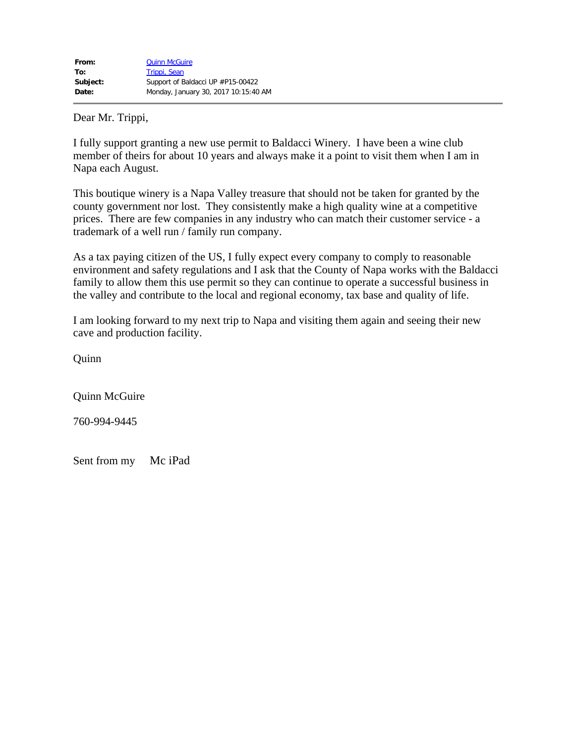| | |
|---|---|
| **From:** | Quinn McGuire |
| **To:** | Trippi, Sean |
| **Subject:** | Support of Baldacci UP #P15-00422 |
| **Date:** | Monday, January 30, 2017 10:15:40 AM |

Dear Mr. Trippi,

I fully support granting a new use permit to Baldacci Winery. I have been a wine club member of theirs for about 10 years and always make it a point to visit them when I am in Napa each August.

This boutique winery is a Napa Valley treasure that should not be taken for granted by the county government nor lost. They consistently make a high quality wine at a competitive prices. There are few companies in any industry who can match their customer service - a trademark of a well run / family run company.

As a tax paying citizen of the US, I fully expect every company to comply to reasonable environment and safety regulations and I ask that the County of Napa works with the Baldacci family to allow them this use permit so they can continue to operate a successful business in the valley and contribute to the local and regional economy, tax base and quality of life.

I am looking forward to my next trip to Napa and visiting them again and seeing their new cave and production facility.

Quinn

Quinn McGuire

760-994-9445

Sent from my Mc iPad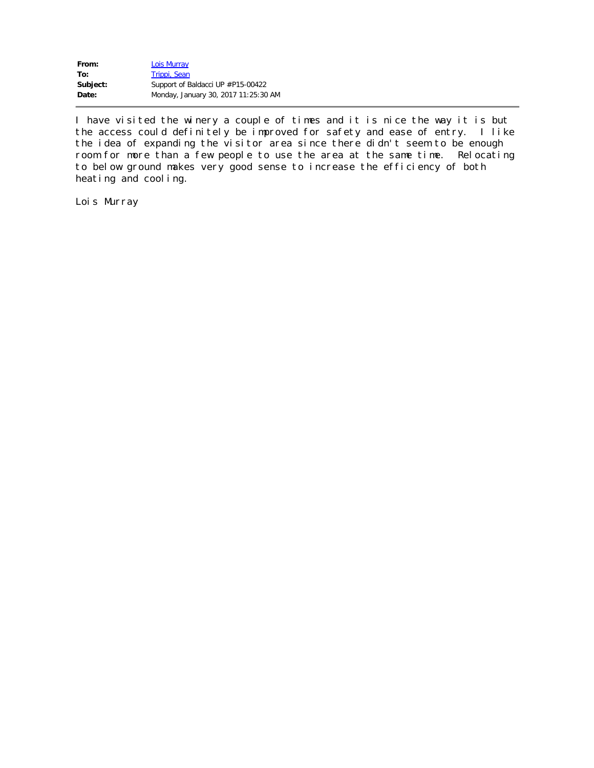**From:** Lois Murray
**To:** Trippi, Sean
**Subject:** Support of Baldacci UP #P15-00422
**Date:** Monday, January 30, 2017 11:25:30 AM

---

I have visited the winery a couple of times and it is nice the way it is but the access could definitely be improved for safety and ease of entry. I like the idea of expanding the visitor area since there didn't seem to be enough room for more than a few people to use the area at the same time. Relocating to below ground makes very good sense to increase the efficiency of both heating and cooling.

Lois Murray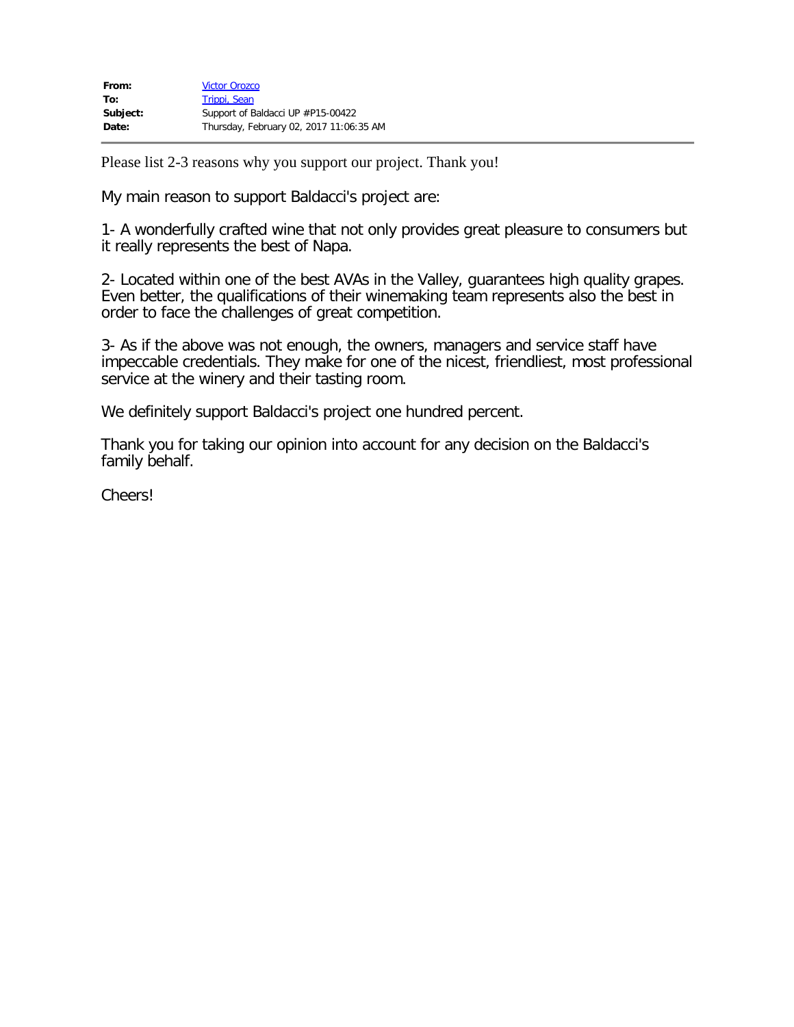**From:** Victor Orozco
**To:** Trippi, Sean
**Subject:** Support of Baldacci UP #P15-00422
**Date:** Thursday, February 02, 2017 11:06:35 AM

---

Please list 2-3 reasons why you support our project. Thank you!

My main reason to support Baldacci's project are:

1- A wonderfully crafted wine that not only provides great pleasure to consumers but it really represents the best of Napa.

2- Located within one of the best AVAs in the Valley, guarantees high quality grapes. Even better, the qualifications of their winemaking team represents also the best in order to face the challenges of great competition.

3- As if the above was not enough, the owners, managers and service staff have impeccable credentials. They make for one of the nicest, friendliest, most professional service at the winery and their tasting room.

We definitely support Baldacci's project one hundred percent.

Thank you for taking our opinion into account for any decision on the Baldacci's family behalf.

Cheers!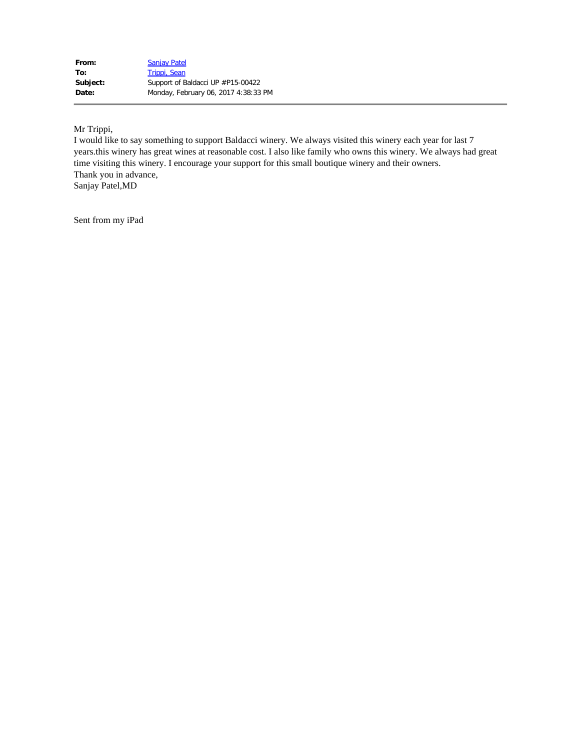| | |
|---|---|
| **From:** | Sanjay Patel |
| **To:** | Trippi, Sean |
| **Subject:** | Support of Baldacci UP #P15-00422 |
| **Date:** | Monday, February 06, 2017 4:38:33 PM |

Mr Trippi,
I would like to say something to support Baldacci winery. We always visited this winery each year for last 7 years.this winery has great wines at reasonable cost. I also like family who owns this winery. We always had great time visiting this winery. I encourage your support for this small boutique winery and their owners.
Thank you in advance,
Sanjay Patel,MD

Sent from my iPad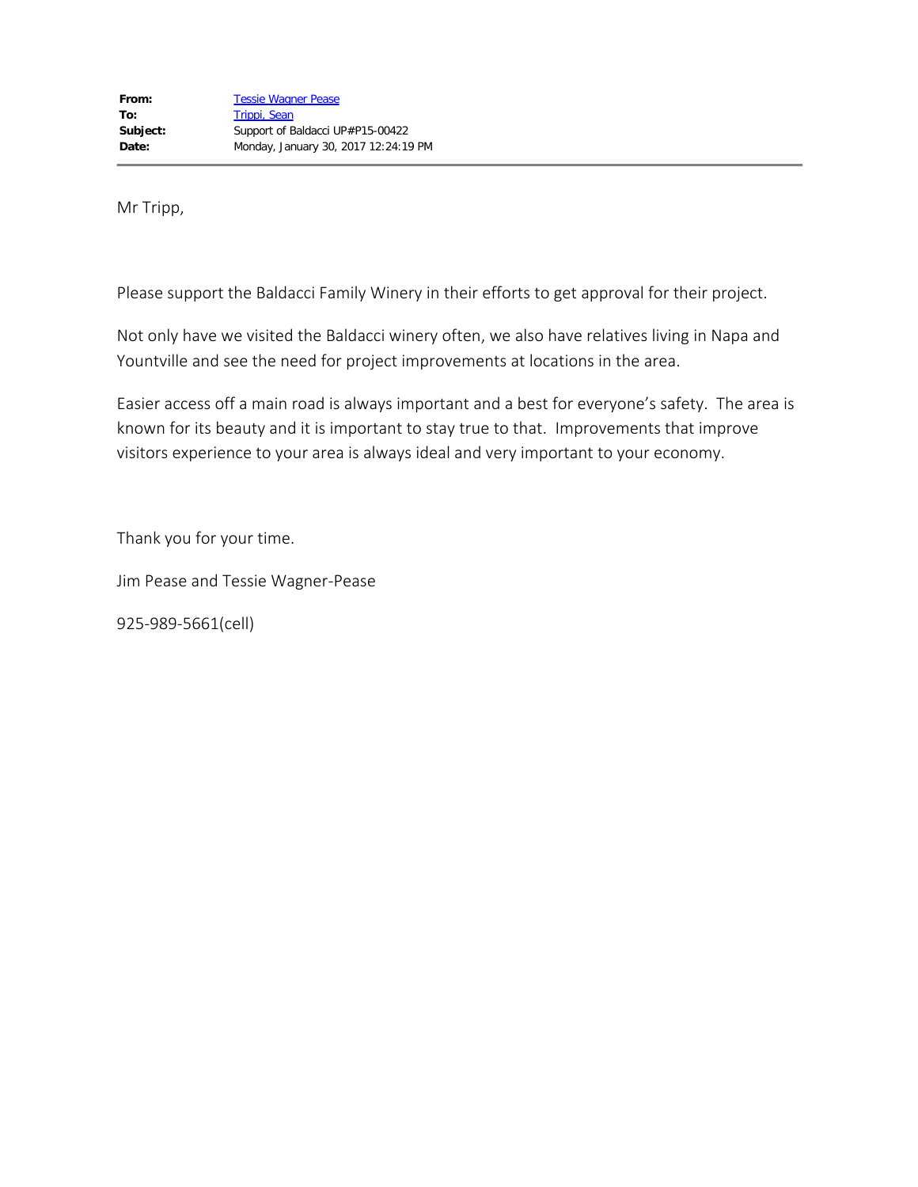| | |
|---|---|
| **From:** | Tessie Wagner Pease |
| **To:** | Trippi, Sean |
| **Subject:** | Support of Baldacci UP#P15-00422 |
| **Date:** | Monday, January 30, 2017 12:24:19 PM |

---

Mr Tripp,

Please support the Baldacci Family Winery in their efforts to get approval for their project.

Not only have we visited the Baldacci winery often, we also have relatives living in Napa and Yountville and see the need for project improvements at locations in the area.

Easier access off a main road is always important and a best for everyone's safety. The area is known for its beauty and it is important to stay true to that. Improvements that improve visitors experience to your area is always ideal and very important to your economy.

Thank you for your time.

Jim Pease and Tessie Wagner-Pease

925-989-5661(cell)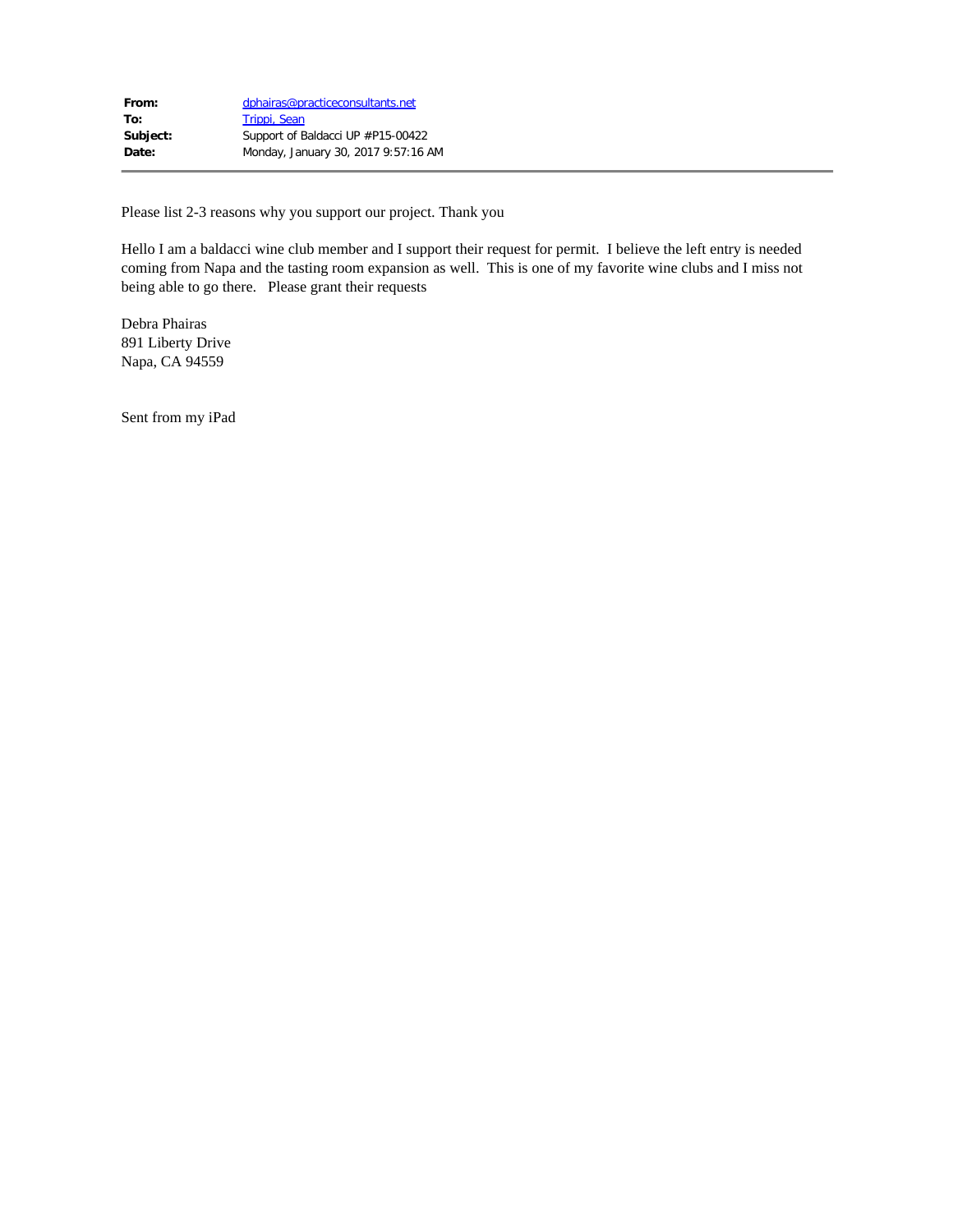| | |
|---|---|
| **From:** | dphairas@practiceconsultants.net |
| **To:** | Trippi, Sean |
| **Subject:** | Support of Baldacci UP #P15-00422 |
| **Date:** | Monday, January 30, 2017 9:57:16 AM |

---

Please list 2-3 reasons why you support our project. Thank you

Hello I am a baldacci wine club member and I support their request for permit. I believe the left entry is needed coming from Napa and the tasting room expansion as well. This is one of my favorite wine clubs and I miss not being able to go there. Please grant their requests

Debra Phairas
891 Liberty Drive
Napa, CA 94559

Sent from my iPad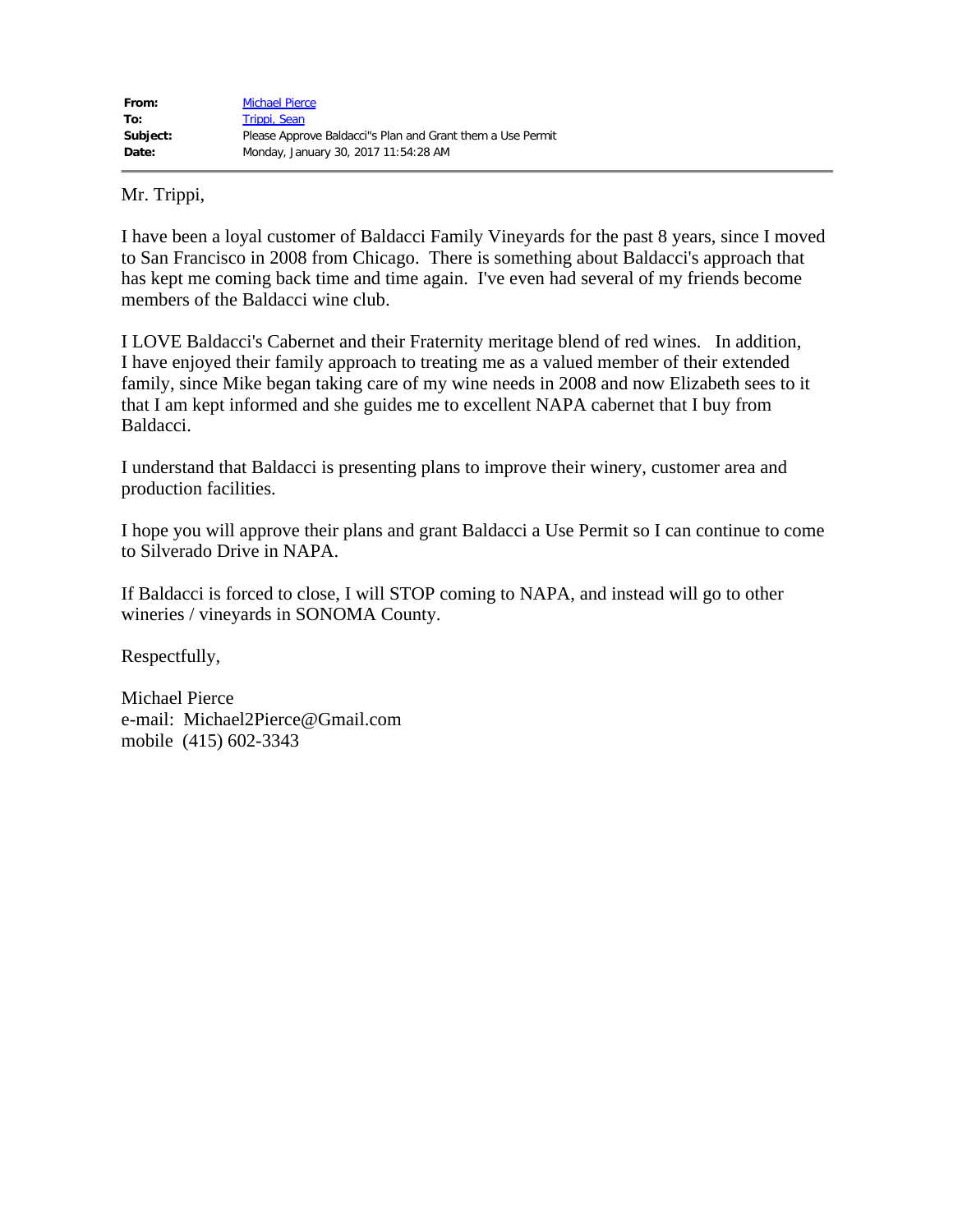| | |
|---|---|
| **From:** | Michael Pierce |
| **To:** | Trippi, Sean |
| **Subject:** | Please Approve Baldacci"s Plan and Grant them a Use Permit |
| **Date:** | Monday, January 30, 2017 11:54:28 AM |

---

Mr. Trippi,

I have been a loyal customer of Baldacci Family Vineyards for the past 8 years, since I moved to San Francisco in 2008 from Chicago. There is something about Baldacci's approach that has kept me coming back time and time again. I've even had several of my friends become members of the Baldacci wine club.

I LOVE Baldacci's Cabernet and their Fraternity meritage blend of red wines. In addition, I have enjoyed their family approach to treating me as a valued member of their extended family, since Mike began taking care of my wine needs in 2008 and now Elizabeth sees to it that I am kept informed and she guides me to excellent NAPA cabernet that I buy from Baldacci.

I understand that Baldacci is presenting plans to improve their winery, customer area and production facilities.

I hope you will approve their plans and grant Baldacci a Use Permit so I can continue to come to Silverado Drive in NAPA.

If Baldacci is forced to close, I will STOP coming to NAPA, and instead will go to other wineries / vineyards in SONOMA County.

Respectfully,

Michael Pierce
e-mail: Michael2Pierce@Gmail.com
mobile (415) 602-3343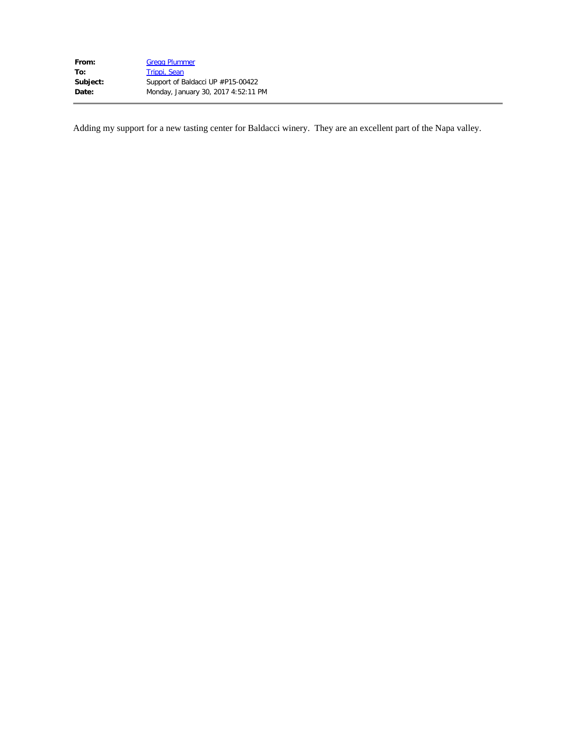**From:** Gregg Plummer
**To:** Trippi, Sean
**Subject:** Support of Baldacci UP #P15-00422
**Date:** Monday, January 30, 2017 4:52:11 PM

---

Adding my support for a new tasting center for Baldacci winery. They are an excellent part of the Napa valley.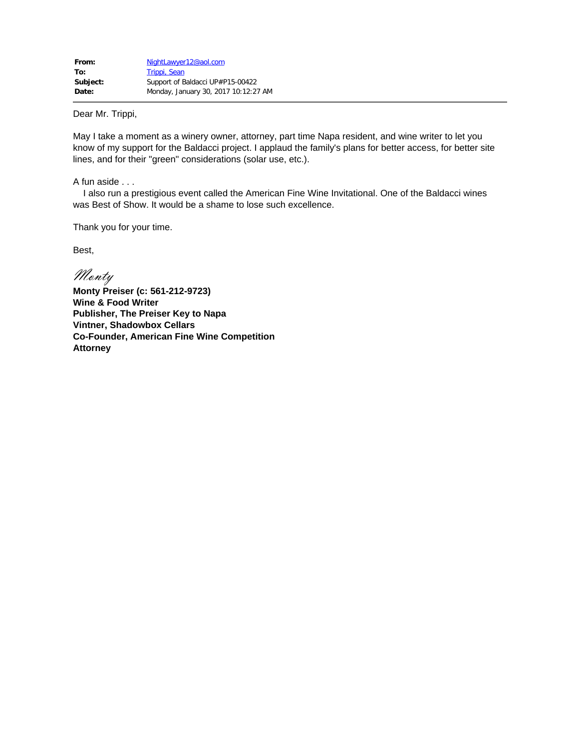| | |
|---|---|
| **From:** | NightLawyer12@aol.com |
| **To:** | Trippi, Sean |
| **Subject:** | Support of Baldacci UP#P15-00422 |
| **Date:** | Monday, January 30, 2017 10:12:27 AM |

Dear Mr. Trippi,

May I take a moment as a winery owner, attorney, part time Napa resident, and wine writer to let you know of my support for the Baldacci project. I applaud the family's plans for better access, for better site lines, and for their "green" considerations (solar use, etc.).

A fun aside . . .

I also run a prestigious event called the American Fine Wine Invitational. One of the Baldacci wines was Best of Show. It would be a shame to lose such excellence.

Thank you for your time.

Best,

*Monty*

**Monty Preiser (c: 561-212-9723)**
**Wine & Food Writer**
**Publisher, The Preiser Key to Napa**
**Vintner, Shadowbox Cellars**
**Co-Founder, American Fine Wine Competition**
**Attorney**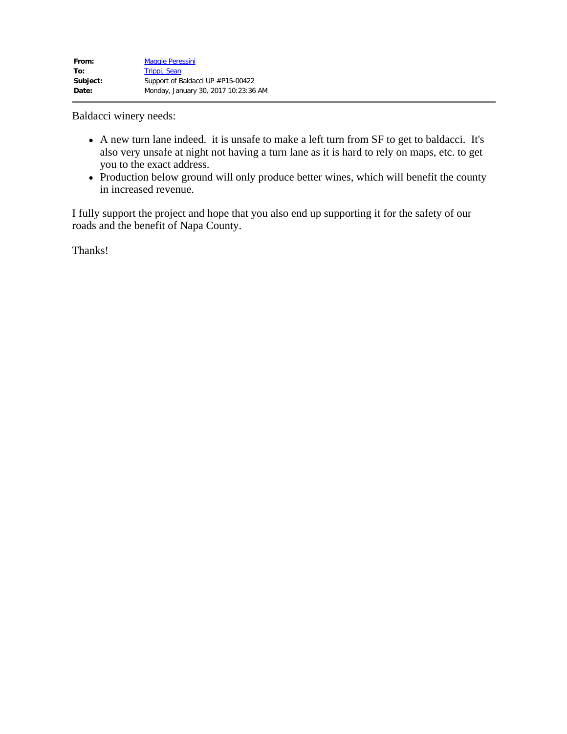| | |
|---|---|
| **From:** | Maggie Peressini |
| **To:** | Trippi, Sean |
| **Subject:** | Support of Baldacci UP #P15-00422 |
| **Date:** | Monday, January 30, 2017 10:23:36 AM |

---

Baldacci winery needs:

- A new turn lane indeed. it is unsafe to make a left turn from SF to get to baldacci. It's also very unsafe at night not having a turn lane as it is hard to rely on maps, etc. to get you to the exact address.
- Production below ground will only produce better wines, which will benefit the county in increased revenue.

I fully support the project and hope that you also end up supporting it for the safety of our roads and the benefit of Napa County.

Thanks!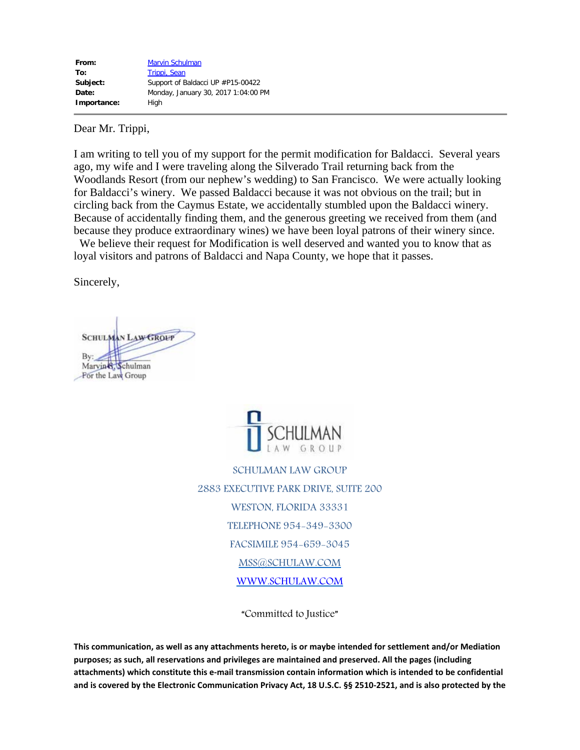| | |
|---|---|
| **From:** | Marvin Schulman |
| **To:** | Trippi, Sean |
| **Subject:** | Support of Baldacci UP #P15-00422 |
| **Date:** | Monday, January 30, 2017 1:04:00 PM |
| **Importance:** | High |

Dear Mr. Trippi,

I am writing to tell you of my support for the permit modification for Baldacci. Several years ago, my wife and I were traveling along the Silverado Trail returning back from the Woodlands Resort (from our nephew's wedding) to San Francisco. We were actually looking for Baldacci's winery. We passed Baldacci because it was not obvious on the trail; but in circling back from the Caymus Estate, we accidentally stumbled upon the Baldacci winery. Because of accidentally finding them, and the generous greeting we received from them (and because they produce extraordinary wines) we have been loyal patrons of their winery since. We believe their request for Modification is well deserved and wanted you to know that as loyal visitors and patrons of Baldacci and Napa County, we hope that it passes.

Sincerely,

SCHULMAN LAW GROUP

By:
Marvin S. Schulman
For the Law Group

SCHULMAN LAW GROUP

SCHULMAN LAW GROUP
2883 EXECUTIVE PARK DRIVE, SUITE 200
WESTON, FLORIDA 33331
TELEPHONE 954-349-3300
FACSIMILE 954-659-3045
MSS@SCHULAW.COM
WWW.SCHULAW.COM

"Committed to Justice"

**This communication, as well as any attachments hereto, is or maybe intended for settlement and/or Mediation purposes; as such, all reservations and privileges are maintained and preserved. All the pages (including attachments) which constitute this e-mail transmission contain information which is intended to be confidential and is covered by the Electronic Communication Privacy Act, 18 U.S.C. §§ 2510-2521, and is also protected by the**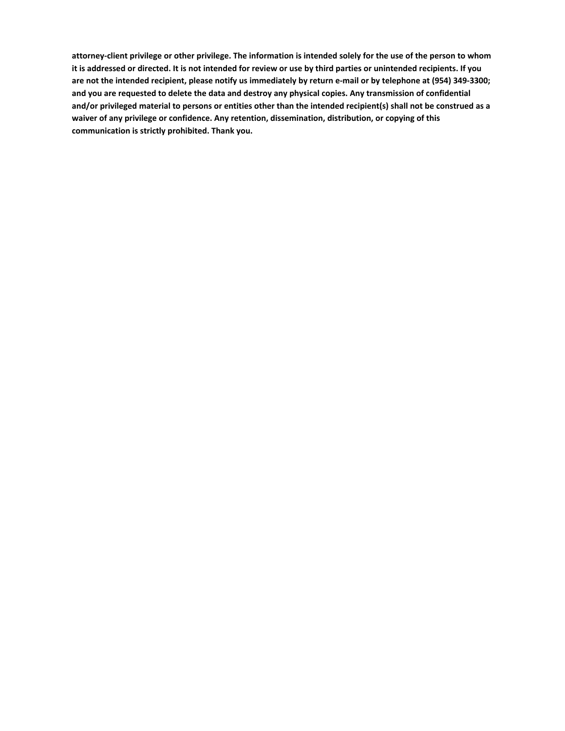**attorney-client privilege or other privilege. The information is intended solely for the use of the person to whom it is addressed or directed. It is not intended for review or use by third parties or unintended recipients. If you are not the intended recipient, please notify us immediately by return e-mail or by telephone at (954) 349-3300; and you are requested to delete the data and destroy any physical copies. Any transmission of confidential and/or privileged material to persons or entities other than the intended recipient(s) shall not be construed as a waiver of any privilege or confidence. Any retention, dissemination, distribution, or copying of this communication is strictly prohibited. Thank you.**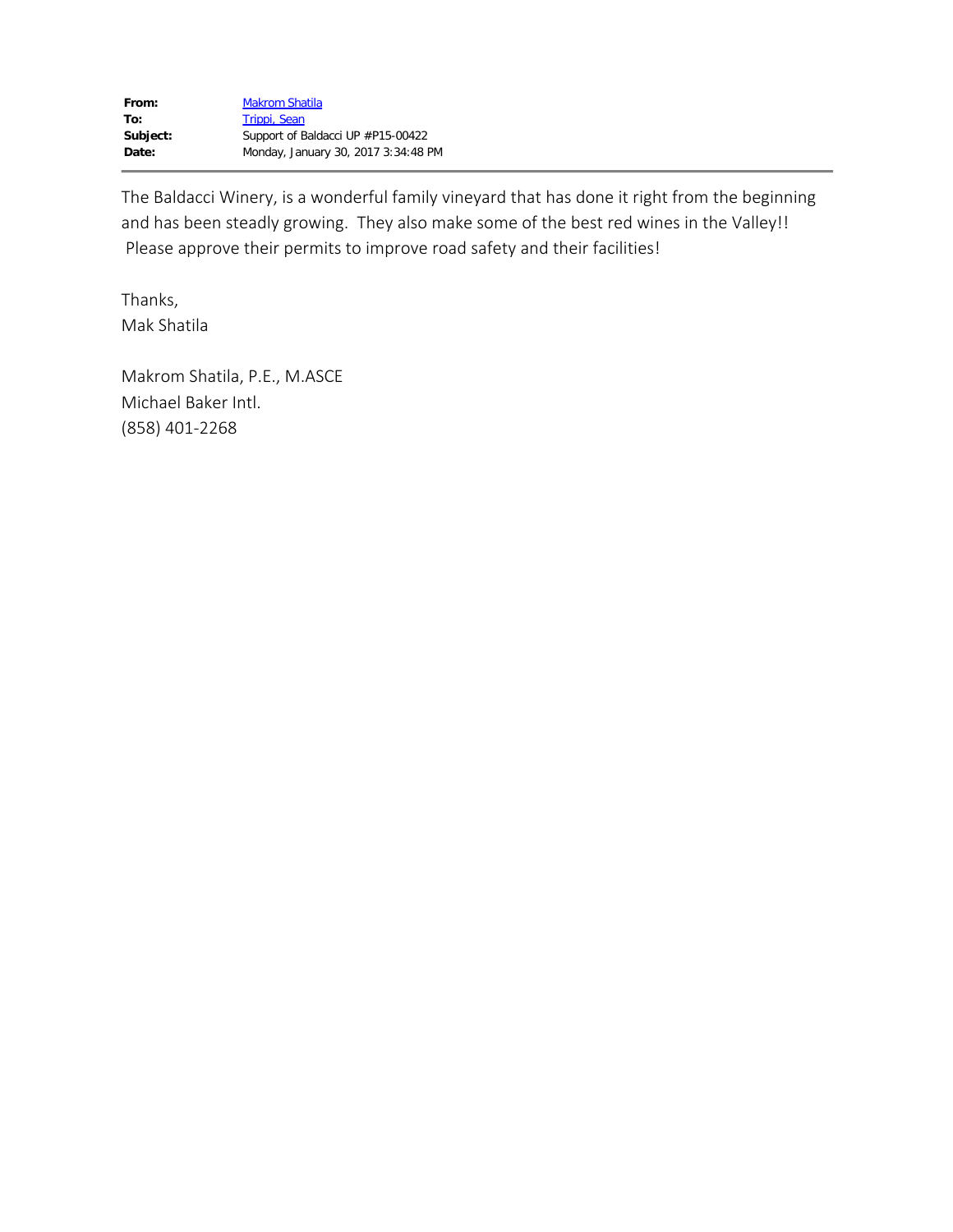**From:** Makrom Shatila
**To:** Trippi, Sean
**Subject:** Support of Baldacci UP #P15-00422
**Date:** Monday, January 30, 2017 3:34:48 PM

---

The Baldacci Winery, is a wonderful family vineyard that has done it right from the beginning and has been steadily growing. They also make some of the best red wines in the Valley!! Please approve their permits to improve road safety and their facilities!

Thanks,
Mak Shatila

Makrom Shatila, P.E., M.ASCE
Michael Baker Intl.
(858) 401-2268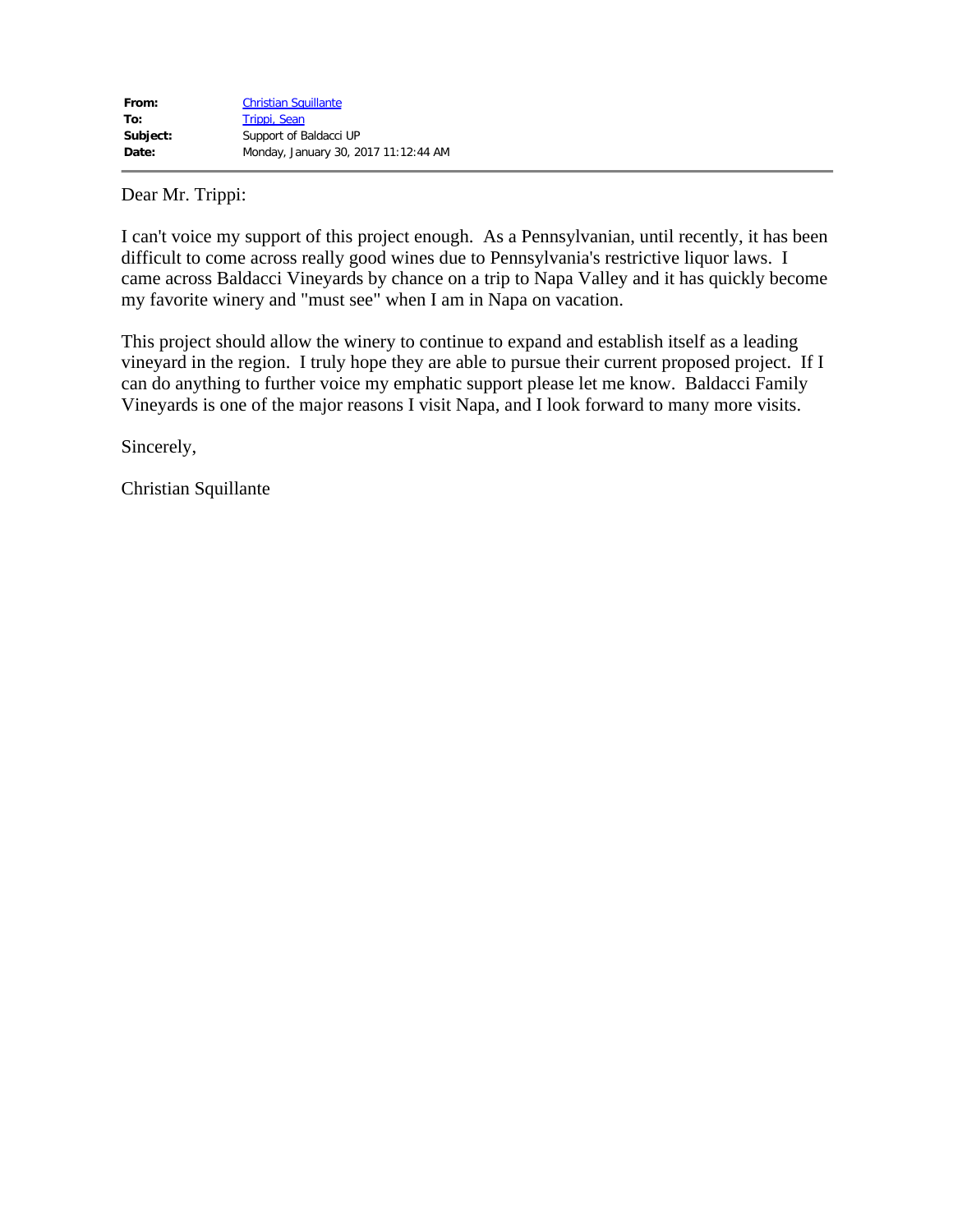| | |
|---|---|
| **From:** | Christian Squillante |
| **To:** | Trippi, Sean |
| **Subject:** | Support of Baldacci UP |
| **Date:** | Monday, January 30, 2017 11:12:44 AM |

---

Dear Mr. Trippi:

I can't voice my support of this project enough. As a Pennsylvanian, until recently, it has been difficult to come across really good wines due to Pennsylvania's restrictive liquor laws. I came across Baldacci Vineyards by chance on a trip to Napa Valley and it has quickly become my favorite winery and "must see" when I am in Napa on vacation.

This project should allow the winery to continue to expand and establish itself as a leading vineyard in the region. I truly hope they are able to pursue their current proposed project. If I can do anything to further voice my emphatic support please let me know. Baldacci Family Vineyards is one of the major reasons I visit Napa, and I look forward to many more visits.

Sincerely,

Christian Squillante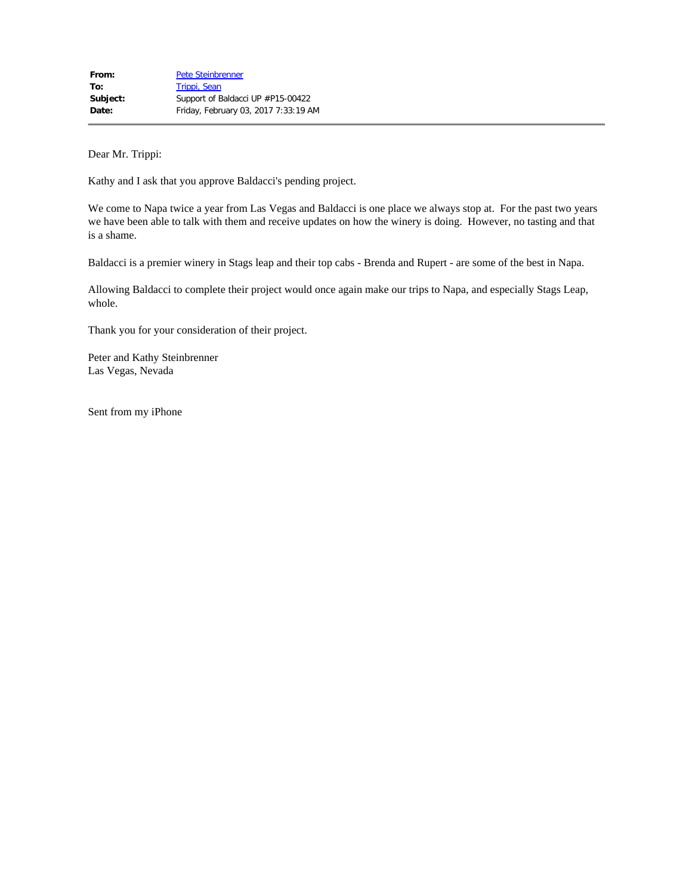| | |
|---|---|
| **From:** | Pete Steinbrenner |
| **To:** | Trippi, Sean |
| **Subject:** | Support of Baldacci UP #P15-00422 |
| **Date:** | Friday, February 03, 2017 7:33:19 AM |

Dear Mr. Trippi:

Kathy and I ask that you approve Baldacci's pending project.

We come to Napa twice a year from Las Vegas and Baldacci is one place we always stop at. For the past two years we have been able to talk with them and receive updates on how the winery is doing. However, no tasting and that is a shame.

Baldacci is a premier winery in Stags leap and their top cabs - Brenda and Rupert - are some of the best in Napa.

Allowing Baldacci to complete their project would once again make our trips to Napa, and especially Stags Leap, whole.

Thank you for your consideration of their project.

Peter and Kathy Steinbrenner
Las Vegas, Nevada

Sent from my iPhone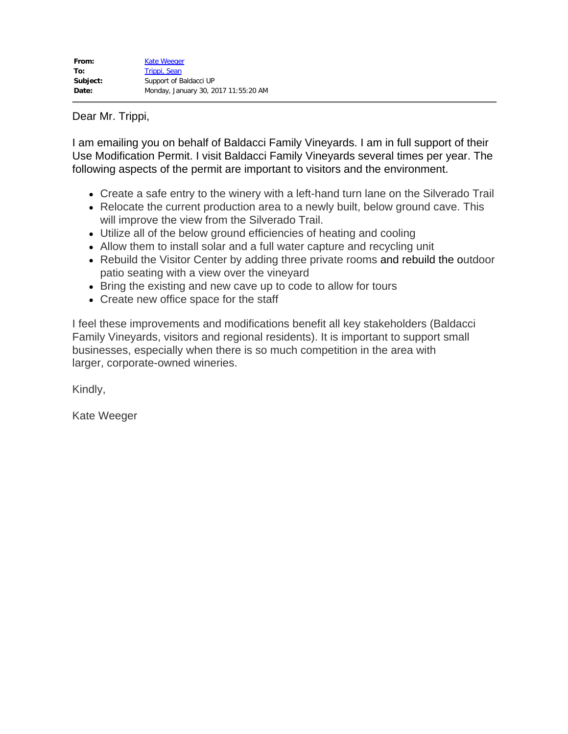**From:** Kate Weeger
**To:** Trippi, Sean
**Subject:** Support of Baldacci UP
**Date:** Monday, January 30, 2017 11:55:20 AM

---

Dear Mr. Trippi,

I am emailing you on behalf of Baldacci Family Vineyards. I am in full support of their Use Modification Permit. I visit Baldacci Family Vineyards several times per year. The following aspects of the permit are important to visitors and the environment.

- Create a safe entry to the winery with a left-hand turn lane on the Silverado Trail
- Relocate the current production area to a newly built, below ground cave. This will improve the view from the Silverado Trail.
- Utilize all of the below ground efficiencies of heating and cooling
- Allow them to install solar and a full water capture and recycling unit
- Rebuild the Visitor Center by adding three private rooms and rebuild the outdoor patio seating with a view over the vineyard
- Bring the existing and new cave up to code to allow for tours
- Create new office space for the staff

I feel these improvements and modifications benefit all key stakeholders (Baldacci Family Vineyards, visitors and regional residents). It is important to support small businesses, especially when there is so much competition in the area with larger, corporate-owned wineries.

Kindly,

Kate Weeger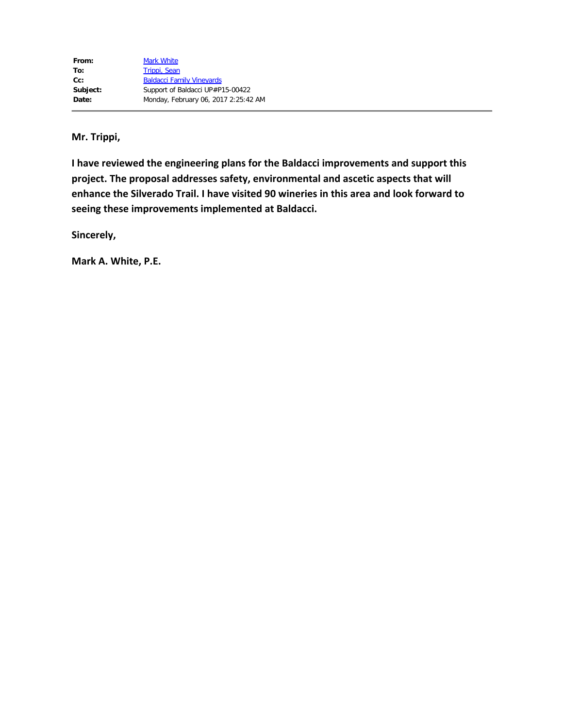**From:** Mark White
**To:** Trippi, Sean
**Cc:** Baldacci Family Vineyards
**Subject:** Support of Baldacci UP#P15-00422
**Date:** Monday, February 06, 2017 2:25:42 AM

---

**Mr. Trippi,**

**I have reviewed the engineering plans for the Baldacci improvements and support this project. The proposal addresses safety, environmental and ascetic aspects that will enhance the Silverado Trail. I have visited 90 wineries in this area and look forward to seeing these improvements implemented at Baldacci.**

**Sincerely,**

**Mark A. White, P.E.**